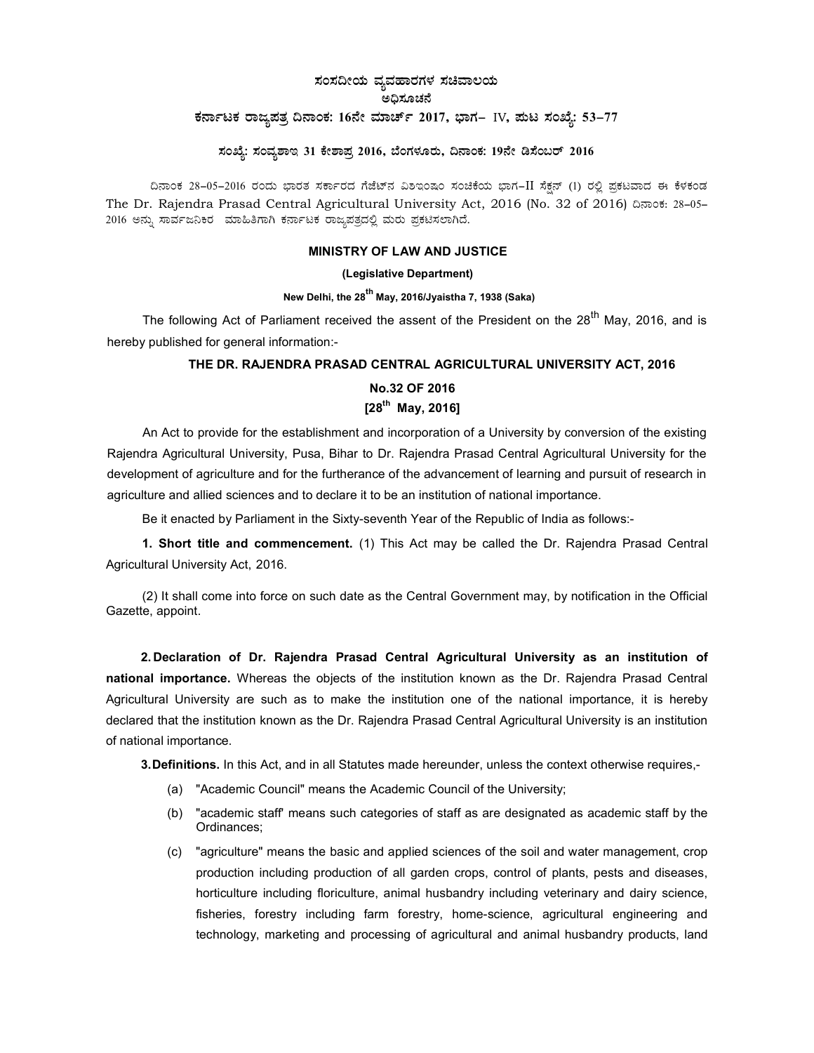# ಸಂಸದೀಯ ವ್ಯವಹಾರಗಳ ಸಚಿವಾಲಯ

## ಅಧಿಸೂಚನೆ

### ಕರ್ನಾಟಕ ರಾಜ್ಯಪತ್ರ ದಿನಾಂಕ: 16ನೇ ಮಾರ್ಚ್ 2017, ಭಾಗ– IV, ಪುಟ ಸಂಖ್ಯೆ: 53–77

**ಸಂಖ್ಯೆ: ಸಂವ್ಯಶಾಇ 31 ಕೇಶಾಪ್ರ 2016, ಬೆಂಗಳೂರು, ದಿನಾಂಕ: 19ನೇ ಡಿಸೆಂಬರ್ 2016**

ದಿನಾಂಕ 28–05–2016 ರಂದು ಭಾರತ ಸರ್ಕಾರದ ಗೆಜೆಟ್‌ನ ವಿಶೇಷ ಸಂಚಿಕೆಯ ಭಾಗ–II ಸೆಕ್ಷನ್ (1) ರಲ್ಲಿ ಪ್ರಕಟವಾದ ಈ ಕೆಳಕಂಡ The Dr. Rajendra Prasad Central Agricultural University Act, 2016 (No. 32 of 2016) ದಿನಾಂಕ: 28–05–2016 ಅನ್ನು ಸಾರ್ವಜನಿಕರ ಮಾಹಿತಿಗಾಗಿ ಕರ್ನಾಟಕ ರಾಜ್ಯಪತ್ರದಲ್ಲಿ ಮರು ಪ್ರಕಟಿಸಲಾಗಿದೆ.

**MINISTRY OF LAW AND JUSTICE**

**(Legislative Department)**

**New Delhi, the 28th May, 2016/Jyaistha 7, 1938 (Saka)**

The following Act of Parliament received the assent of the President on the 28th May, 2016, and is hereby published for general information:-

**THE DR. RAJENDRA PRASAD CENTRAL AGRICULTURAL UNIVERSITY ACT, 2016**

**No.32 OF 2016**

**[28th May, 2016]**

An Act to provide for the establishment and incorporation of a University by conversion of the existing Rajendra Agricultural University, Pusa, Bihar to Dr. Rajendra Prasad Central Agricultural University for the development of agriculture and for the furtherance of the advancement of learning and pursuit of research in agriculture and allied sciences and to declare it to be an institution of national importance.

Be it enacted by Parliament in the Sixty-seventh Year of the Republic of India as follows:-

**1. Short title and commencement.** (1) This Act may be called the Dr. Rajendra Prasad Central Agricultural University Act, 2016.

(2) It shall come into force on such date as the Central Government may, by notification in the Official Gazette, appoint.

**2. Declaration of Dr. Rajendra Prasad Central Agricultural University as an institution of national importance.** Whereas the objects of the institution known as the Dr. Rajendra Prasad Central Agricultural University are such as to make the institution one of the national importance, it is hereby declared that the institution known as the Dr. Rajendra Prasad Central Agricultural University is an institution of national importance.

**3. Definitions.** In this Act, and in all Statutes made hereunder, unless the context otherwise requires,-

(a) "Academic Council" means the Academic Council of the University;

(b) "academic staff' means such categories of staff as are designated as academic staff by the Ordinances;

(c) "agriculture" means the basic and applied sciences of the soil and water management, crop production including production of all garden crops, control of plants, pests and diseases, horticulture including floriculture, animal husbandry including veterinary and dairy science, fisheries, forestry including farm forestry, home-science, agricultural engineering and technology, marketing and processing of agricultural and animal husbandry products, land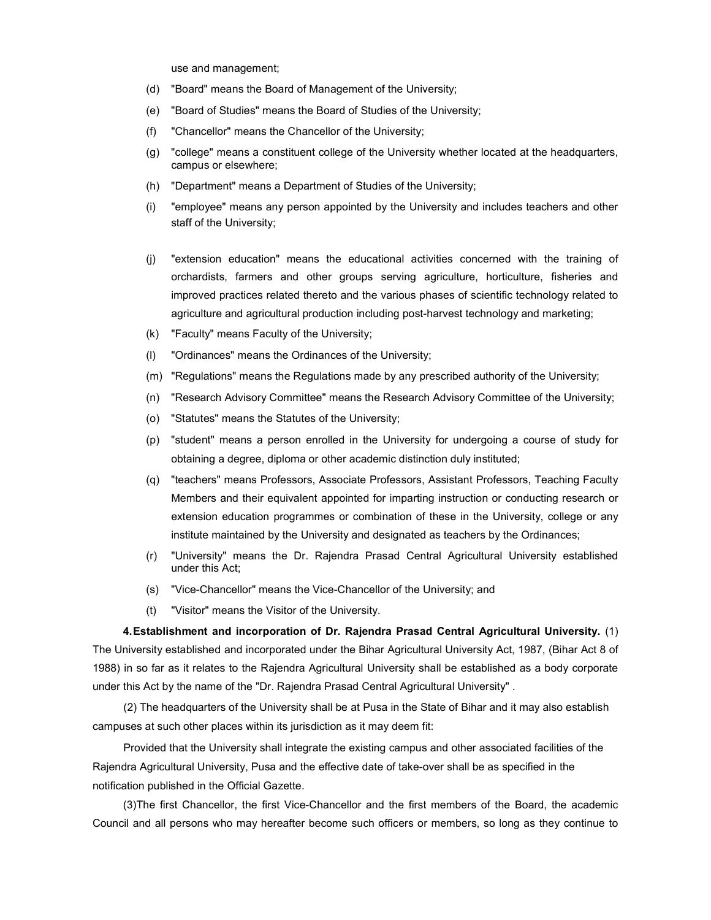use and management;

(d) "Board" means the Board of Management of the University;

(e) "Board of Studies" means the Board of Studies of the University;

(f) "Chancellor" means the Chancellor of the University;

(g) "college" means a constituent college of the University whether located at the headquarters, campus or elsewhere;

(h) "Department" means a Department of Studies of the University;

(i) "employee" means any person appointed by the University and includes teachers and other staff of the University;

(j) "extension education" means the educational activities concerned with the training of orchardists, farmers and other groups serving agriculture, horticulture, fisheries and improved practices related thereto and the various phases of scientific technology related to agriculture and agricultural production including post-harvest technology and marketing;

(k) "Faculty" means Faculty of the University;

(l) "Ordinances" means the Ordinances of the University;

(m) "Regulations" means the Regulations made by any prescribed authority of the University;

(n) "Research Advisory Committee" means the Research Advisory Committee of the University;

(o) "Statutes" means the Statutes of the University;

(p) "student" means a person enrolled in the University for undergoing a course of study for obtaining a degree, diploma or other academic distinction duly instituted;

(q) "teachers" means Professors, Associate Professors, Assistant Professors, Teaching Faculty Members and their equivalent appointed for imparting instruction or conducting research or extension education programmes or combination of these in the University, college or any institute maintained by the University and designated as teachers by the Ordinances;

(r) "University" means the Dr. Rajendra Prasad Central Agricultural University established under this Act;

(s) "Vice-Chancellor" means the Vice-Chancellor of the University; and

(t) "Visitor" means the Visitor of the University.

**4. Establishment and incorporation of Dr. Rajendra Prasad Central Agricultural University.** (1) The University established and incorporated under the Bihar Agricultural University Act, 1987, (Bihar Act 8 of 1988) in so far as it relates to the Rajendra Agricultural University shall be established as a body corporate under this Act by the name of the "Dr. Rajendra Prasad Central Agricultural University" .

(2) The headquarters of the University shall be at Pusa in the State of Bihar and it may also establish campuses at such other places within its jurisdiction as it may deem fit:

Provided that the University shall integrate the existing campus and other associated facilities of the Rajendra Agricultural University, Pusa and the effective date of take-over shall be as specified in the notification published in the Official Gazette.

(3)The first Chancellor, the first Vice-Chancellor and the first members of the Board, the academic Council and all persons who may hereafter become such officers or members, so long as they continue to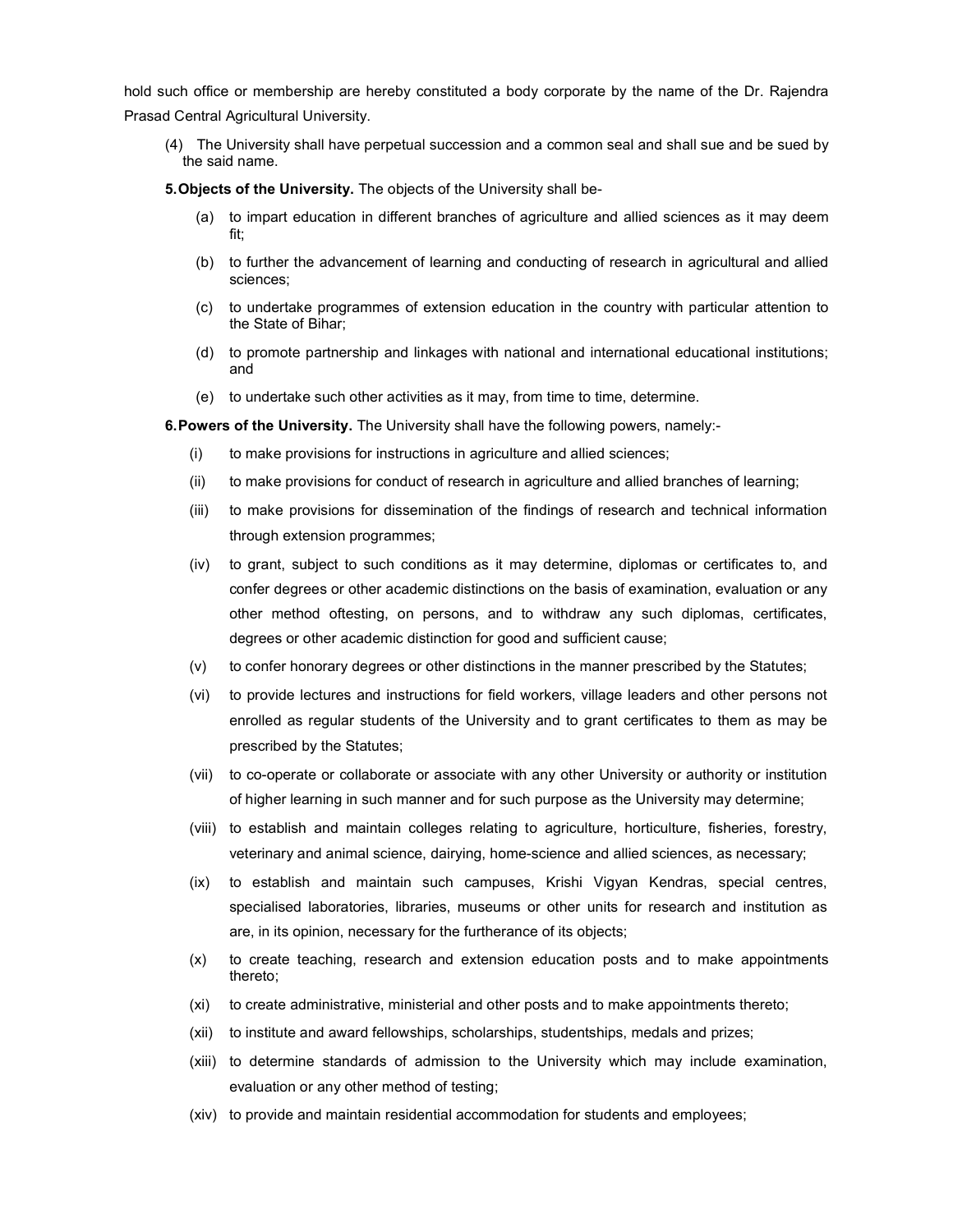hold such office or membership are hereby constituted a body corporate by the name of the Dr. Rajendra Prasad Central Agricultural University.

(4) The University shall have perpetual succession and a common seal and shall sue and be sued by the said name.

**5. Objects of the University.** The objects of the University shall be-

(a) to impart education in different branches of agriculture and allied sciences as it may deem fit;

(b) to further the advancement of learning and conducting of research in agricultural and allied sciences;

(c) to undertake programmes of extension education in the country with particular attention to the State of Bihar;

(d) to promote partnership and linkages with national and international educational institutions; and

(e) to undertake such other activities as it may, from time to time, determine.

**6. Powers of the University.** The University shall have the following powers, namely:-

(i) to make provisions for instructions in agriculture and allied sciences;

(ii) to make provisions for conduct of research in agriculture and allied branches of learning;

(iii) to make provisions for dissemination of the findings of research and technical information through extension programmes;

(iv) to grant, subject to such conditions as it may determine, diplomas or certificates to, and confer degrees or other academic distinctions on the basis of examination, evaluation or any other method oftesting, on persons, and to withdraw any such diplomas, certificates, degrees or other academic distinction for good and sufficient cause;

(v) to confer honorary degrees or other distinctions in the manner prescribed by the Statutes;

(vi) to provide lectures and instructions for field workers, village leaders and other persons not enrolled as regular students of the University and to grant certificates to them as may be prescribed by the Statutes;

(vii) to co-operate or collaborate or associate with any other University or authority or institution of higher learning in such manner and for such purpose as the University may determine;

(viii) to establish and maintain colleges relating to agriculture, horticulture, fisheries, forestry, veterinary and animal science, dairying, home-science and allied sciences, as necessary;

(ix) to establish and maintain such campuses, Krishi Vigyan Kendras, special centres, specialised laboratories, libraries, museums or other units for research and institution as are, in its opinion, necessary for the furtherance of its objects;

(x) to create teaching, research and extension education posts and to make appointments thereto;

(xi) to create administrative, ministerial and other posts and to make appointments thereto;

(xii) to institute and award fellowships, scholarships, studentships, medals and prizes;

(xiii) to determine standards of admission to the University which may include examination, evaluation or any other method of testing;

(xiv) to provide and maintain residential accommodation for students and employees;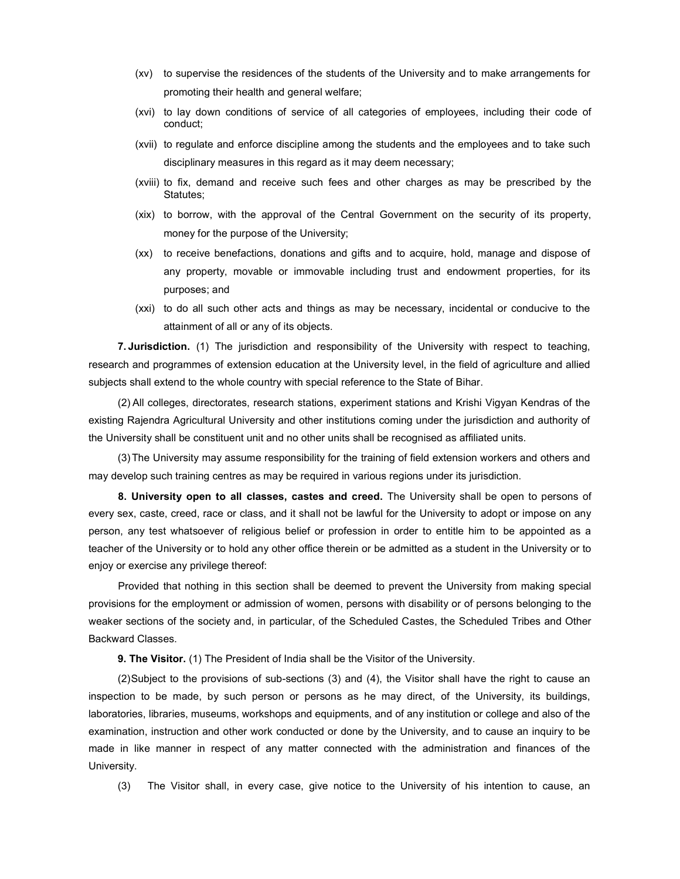(xv) to supervise the residences of the students of the University and to make arrangements for promoting their health and general welfare;

(xvi) to lay down conditions of service of all categories of employees, including their code of conduct;

(xvii) to regulate and enforce discipline among the students and the employees and to take such disciplinary measures in this regard as it may deem necessary;

(xviii) to fix, demand and receive such fees and other charges as may be prescribed by the Statutes;

(xix) to borrow, with the approval of the Central Government on the security of its property, money for the purpose of the University;

(xx) to receive benefactions, donations and gifts and to acquire, hold, manage and dispose of any property, movable or immovable including trust and endowment properties, for its purposes; and

(xxi) to do all such other acts and things as may be necessary, incidental or conducive to the attainment of all or any of its objects.

**7. Jurisdiction.** (1) The jurisdiction and responsibility of the University with respect to teaching, research and programmes of extension education at the University level, in the field of agriculture and allied subjects shall extend to the whole country with special reference to the State of Bihar.

(2) All colleges, directorates, research stations, experiment stations and Krishi Vigyan Kendras of the existing Rajendra Agricultural University and other institutions coming under the jurisdiction and authority of the University shall be constituent unit and no other units shall be recognised as affiliated units.

(3) The University may assume responsibility for the training of field extension workers and others and may develop such training centres as may be required in various regions under its jurisdiction.

**8. University open to all classes, castes and creed.** The University shall be open to persons of every sex, caste, creed, race or class, and it shall not be lawful for the University to adopt or impose on any person, any test whatsoever of religious belief or profession in order to entitle him to be appointed as a teacher of the University or to hold any other office therein or be admitted as a student in the University or to enjoy or exercise any privilege thereof:

Provided that nothing in this section shall be deemed to prevent the University from making special provisions for the employment or admission of women, persons with disability or of persons belonging to the weaker sections of the society and, in particular, of the Scheduled Castes, the Scheduled Tribes and Other Backward Classes.

**9. The Visitor.** (1) The President of India shall be the Visitor of the University.

(2) Subject to the provisions of sub-sections (3) and (4), the Visitor shall have the right to cause an inspection to be made, by such person or persons as he may direct, of the University, its buildings, laboratories, libraries, museums, workshops and equipments, and of any institution or college and also of the examination, instruction and other work conducted or done by the University, and to cause an inquiry to be made in like manner in respect of any matter connected with the administration and finances of the University.

(3) The Visitor shall, in every case, give notice to the University of his intention to cause, an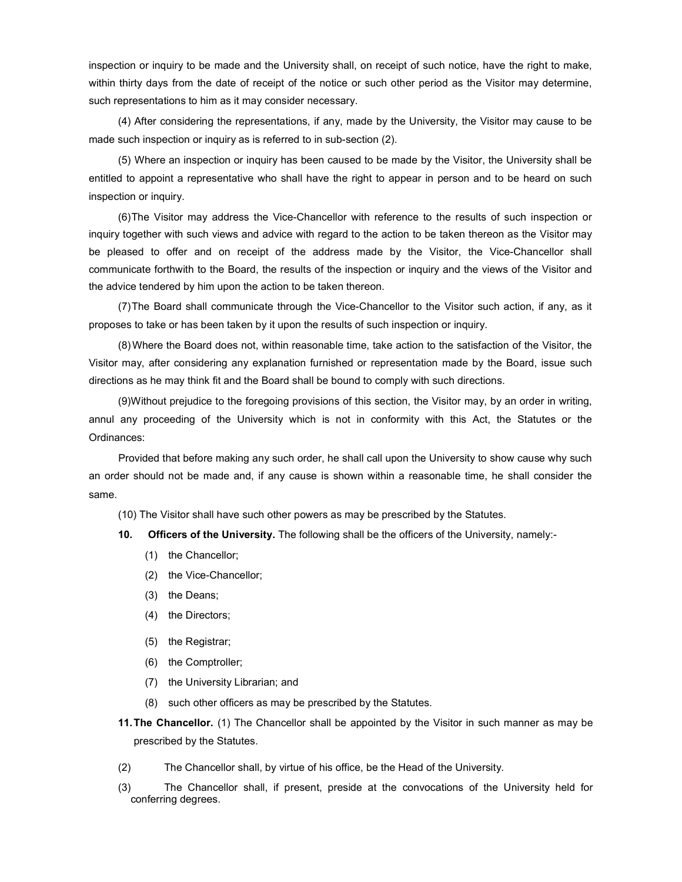inspection or inquiry to be made and the University shall, on receipt of such notice, have the right to make, within thirty days from the date of receipt of the notice or such other period as the Visitor may determine, such representations to him as it may consider necessary.

(4) After considering the representations, if any, made by the University, the Visitor may cause to be made such inspection or inquiry as is referred to in sub-section (2).

(5) Where an inspection or inquiry has been caused to be made by the Visitor, the University shall be entitled to appoint a representative who shall have the right to appear in person and to be heard on such inspection or inquiry.

(6)The Visitor may address the Vice-Chancellor with reference to the results of such inspection or inquiry together with such views and advice with regard to the action to be taken thereon as the Visitor may be pleased to offer and on receipt of the address made by the Visitor, the Vice-Chancellor shall communicate forthwith to the Board, the results of the inspection or inquiry and the views of the Visitor and the advice tendered by him upon the action to be taken thereon.

(7)The Board shall communicate through the Vice-Chancellor to the Visitor such action, if any, as it proposes to take or has been taken by it upon the results of such inspection or inquiry.

(8)Where the Board does not, within reasonable time, take action to the satisfaction of the Visitor, the Visitor may, after considering any explanation furnished or representation made by the Board, issue such directions as he may think fit and the Board shall be bound to comply with such directions.

(9)Without prejudice to the foregoing provisions of this section, the Visitor may, by an order in writing, annul any proceeding of the University which is not in conformity with this Act, the Statutes or the Ordinances:

Provided that before making any such order, he shall call upon the University to show cause why such an order should not be made and, if any cause is shown within a reasonable time, he shall consider the same.

(10) The Visitor shall have such other powers as may be prescribed by the Statutes.

**10. Officers of the University.** The following shall be the officers of the University, namely:-

(1) the Chancellor;

(2) the Vice-Chancellor;

(3) the Deans;

(4) the Directors;

(5) the Registrar;

(6) the Comptroller;

(7) the University Librarian; and

(8) such other officers as may be prescribed by the Statutes.

**11. The Chancellor.** (1) The Chancellor shall be appointed by the Visitor in such manner as may be prescribed by the Statutes.

(2) The Chancellor shall, by virtue of his office, be the Head of the University.

(3) The Chancellor shall, if present, preside at the convocations of the University held for conferring degrees.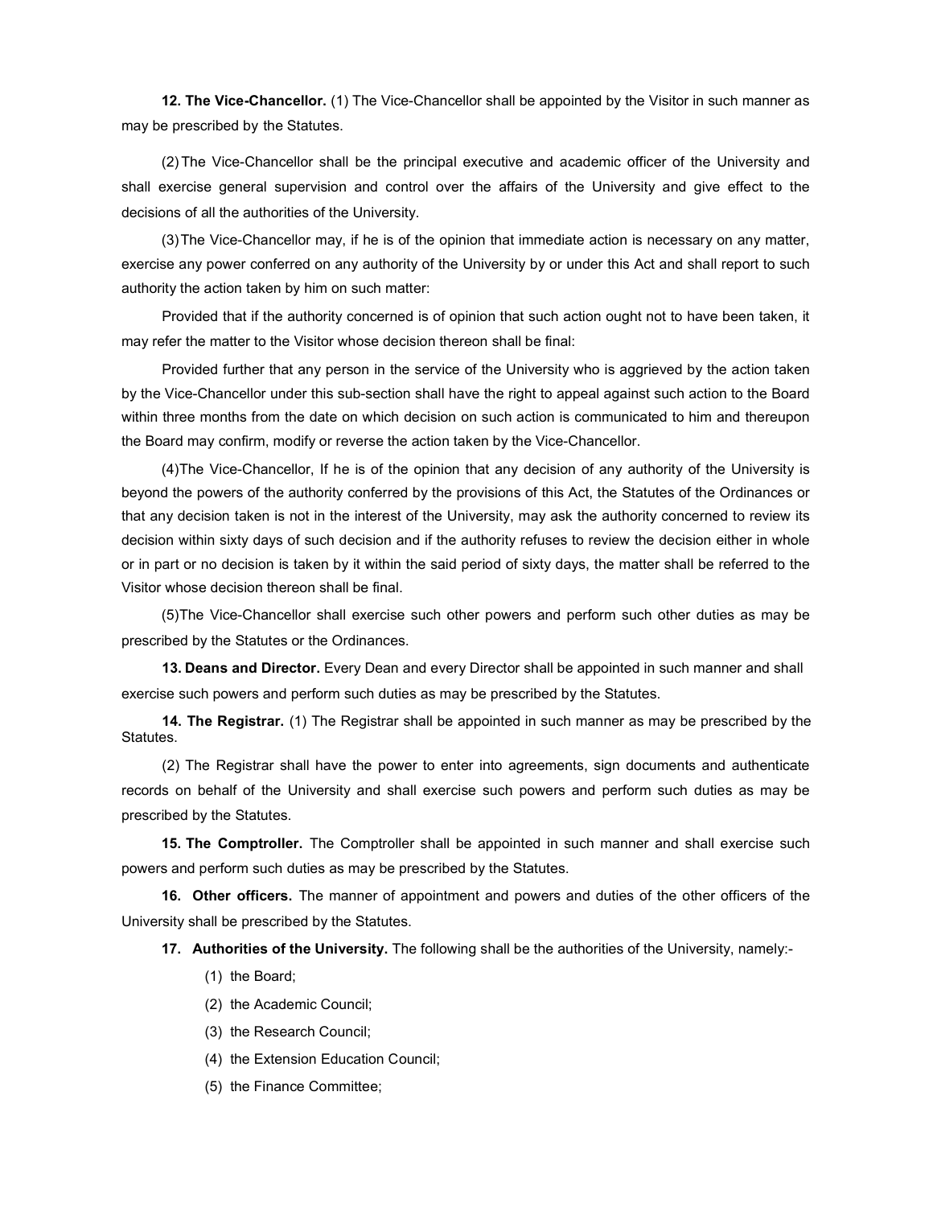**12. The Vice-Chancellor.** (1) The Vice-Chancellor shall be appointed by the Visitor in such manner as may be prescribed by the Statutes.

(2) The Vice-Chancellor shall be the principal executive and academic officer of the University and shall exercise general supervision and control over the affairs of the University and give effect to the decisions of all the authorities of the University.

(3) The Vice-Chancellor may, if he is of the opinion that immediate action is necessary on any matter, exercise any power conferred on any authority of the University by or under this Act and shall report to such authority the action taken by him on such matter:

Provided that if the authority concerned is of opinion that such action ought not to have been taken, it may refer the matter to the Visitor whose decision thereon shall be final:

Provided further that any person in the service of the University who is aggrieved by the action taken by the Vice-Chancellor under this sub-section shall have the right to appeal against such action to the Board within three months from the date on which decision on such action is communicated to him and thereupon the Board may confirm, modify or reverse the action taken by the Vice-Chancellor.

(4) The Vice-Chancellor, If he is of the opinion that any decision of any authority of the University is beyond the powers of the authority conferred by the provisions of this Act, the Statutes of the Ordinances or that any decision taken is not in the interest of the University, may ask the authority concerned to review its decision within sixty days of such decision and if the authority refuses to review the decision either in whole or in part or no decision is taken by it within the said period of sixty days, the matter shall be referred to the Visitor whose decision thereon shall be final.

(5) The Vice-Chancellor shall exercise such other powers and perform such other duties as may be prescribed by the Statutes or the Ordinances.

**13. Deans and Director.** Every Dean and every Director shall be appointed in such manner and shall exercise such powers and perform such duties as may be prescribed by the Statutes.

**14. The Registrar.** (1) The Registrar shall be appointed in such manner as may be prescribed by the Statutes.

(2) The Registrar shall have the power to enter into agreements, sign documents and authenticate records on behalf of the University and shall exercise such powers and perform such duties as may be prescribed by the Statutes.

**15. The Comptroller.** The Comptroller shall be appointed in such manner and shall exercise such powers and perform such duties as may be prescribed by the Statutes.

**16. Other officers.** The manner of appointment and powers and duties of the other officers of the University shall be prescribed by the Statutes.

**17. Authorities of the University.** The following shall be the authorities of the University, namely:-

(1) the Board;

(2) the Academic Council;

(3) the Research Council;

(4) the Extension Education Council;

(5) the Finance Committee;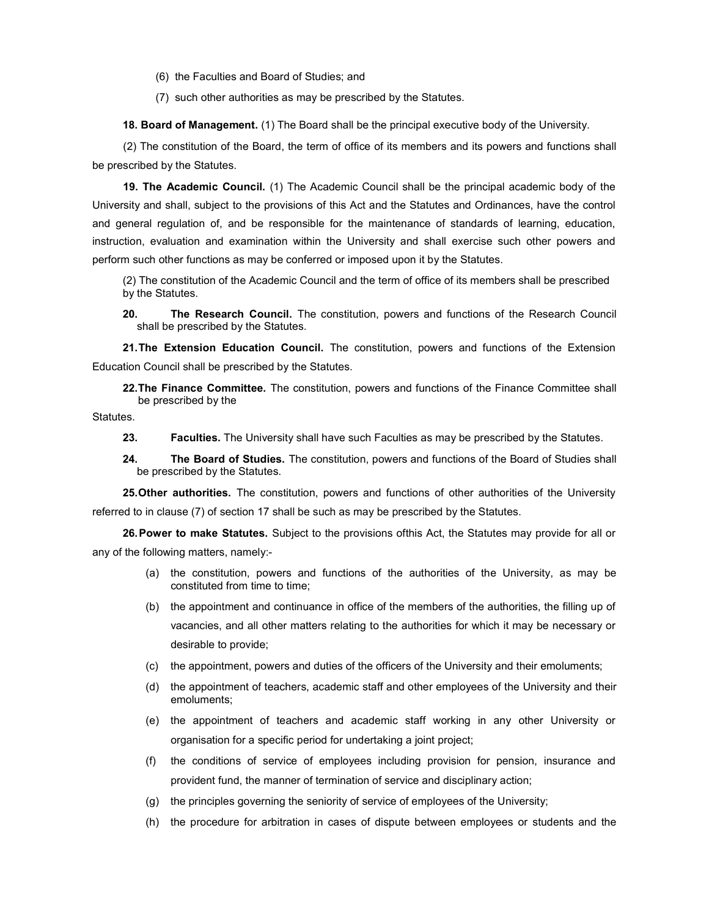(6) the Faculties and Board of Studies; and

(7) such other authorities as may be prescribed by the Statutes.

**18. Board of Management.** (1) The Board shall be the principal executive body of the University.

(2) The constitution of the Board, the term of office of its members and its powers and functions shall be prescribed by the Statutes.

**19. The Academic Council.** (1) The Academic Council shall be the principal academic body of the University and shall, subject to the provisions of this Act and the Statutes and Ordinances, have the control and general regulation of, and be responsible for the maintenance of standards of learning, education, instruction, evaluation and examination within the University and shall exercise such other powers and perform such other functions as may be conferred or imposed upon it by the Statutes.

(2) The constitution of the Academic Council and the term of office of its members shall be prescribed by the Statutes.

**20. The Research Council.** The constitution, powers and functions of the Research Council shall be prescribed by the Statutes.

**21. The Extension Education Council.** The constitution, powers and functions of the Extension Education Council shall be prescribed by the Statutes.

**22. The Finance Committee.** The constitution, powers and functions of the Finance Committee shall be prescribed by the Statutes.

**23. Faculties.** The University shall have such Faculties as may be prescribed by the Statutes.

**24. The Board of Studies.** The constitution, powers and functions of the Board of Studies shall be prescribed by the Statutes.

**25. Other authorities.** The constitution, powers and functions of other authorities of the University referred to in clause (7) of section 17 shall be such as may be prescribed by the Statutes.

**26. Power to make Statutes.** Subject to the provisions ofthis Act, the Statutes may provide for all or any of the following matters, namely:-

(a) the constitution, powers and functions of the authorities of the University, as may be constituted from time to time;

(b) the appointment and continuance in office of the members of the authorities, the filling up of vacancies, and all other matters relating to the authorities for which it may be necessary or desirable to provide;

(c) the appointment, powers and duties of the officers of the University and their emoluments;

(d) the appointment of teachers, academic staff and other employees of the University and their emoluments;

(e) the appointment of teachers and academic staff working in any other University or organisation for a specific period for undertaking a joint project;

(f) the conditions of service of employees including provision for pension, insurance and provident fund, the manner of termination of service and disciplinary action;

(g) the principles governing the seniority of service of employees of the University;

(h) the procedure for arbitration in cases of dispute between employees or students and the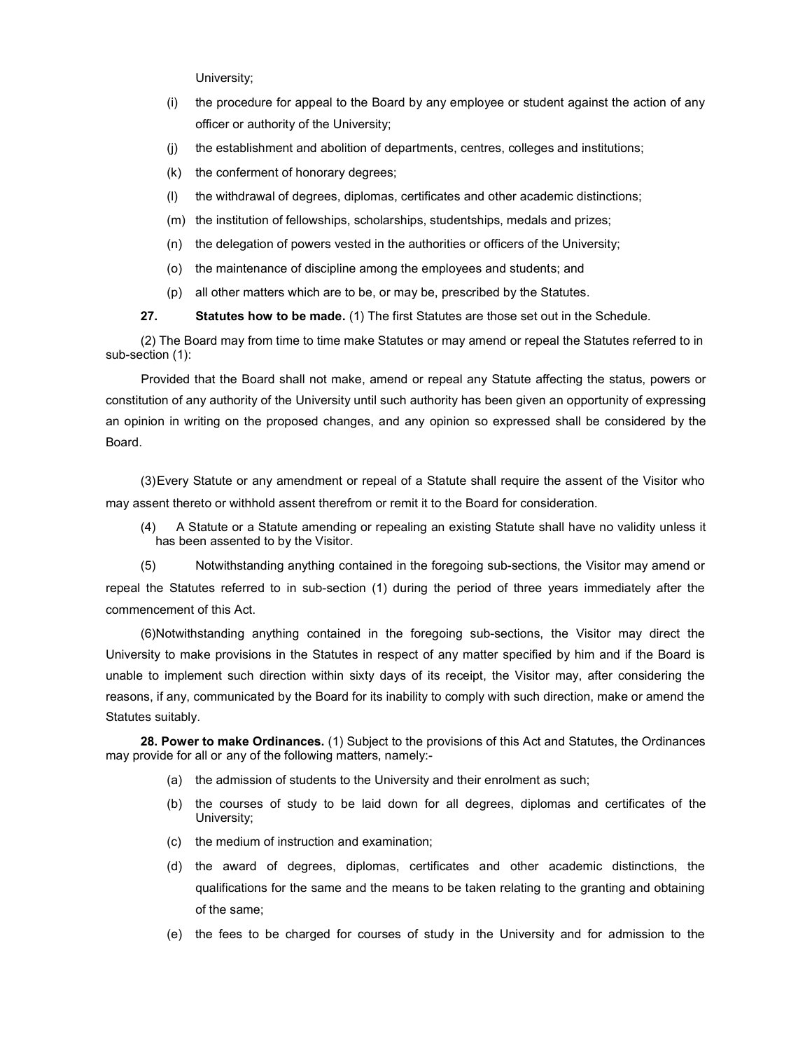University;

(i) the procedure for appeal to the Board by any employee or student against the action of any officer or authority of the University;

(j) the establishment and abolition of departments, centres, colleges and institutions;

(k) the conferment of honorary degrees;

(l) the withdrawal of degrees, diplomas, certificates and other academic distinctions;

(m) the institution of fellowships, scholarships, studentships, medals and prizes;

(n) the delegation of powers vested in the authorities or officers of the University;

(o) the maintenance of discipline among the employees and students; and

(p) all other matters which are to be, or may be, prescribed by the Statutes.

**27. Statutes how to be made.** (1) The first Statutes are those set out in the Schedule.

(2) The Board may from time to time make Statutes or may amend or repeal the Statutes referred to in sub-section (1):

Provided that the Board shall not make, amend or repeal any Statute affecting the status, powers or constitution of any authority of the University until such authority has been given an opportunity of expressing an opinion in writing on the proposed changes, and any opinion so expressed shall be considered by the Board.

(3) Every Statute or any amendment or repeal of a Statute shall require the assent of the Visitor who may assent thereto or withhold assent therefrom or remit it to the Board for consideration.

(4) A Statute or a Statute amending or repealing an existing Statute shall have no validity unless it has been assented to by the Visitor.

(5) Notwithstanding anything contained in the foregoing sub-sections, the Visitor may amend or repeal the Statutes referred to in sub-section (1) during the period of three years immediately after the commencement of this Act.

(6) Notwithstanding anything contained in the foregoing sub-sections, the Visitor may direct the University to make provisions in the Statutes in respect of any matter specified by him and if the Board is unable to implement such direction within sixty days of its receipt, the Visitor may, after considering the reasons, if any, communicated by the Board for its inability to comply with such direction, make or amend the Statutes suitably.

**28. Power to make Ordinances.** (1) Subject to the provisions of this Act and Statutes, the Ordinances may provide for all or any of the following matters, namely:-

(a) the admission of students to the University and their enrolment as such;

(b) the courses of study to be laid down for all degrees, diplomas and certificates of the University;

(c) the medium of instruction and examination;

(d) the award of degrees, diplomas, certificates and other academic distinctions, the qualifications for the same and the means to be taken relating to the granting and obtaining of the same;

(e) the fees to be charged for courses of study in the University and for admission to the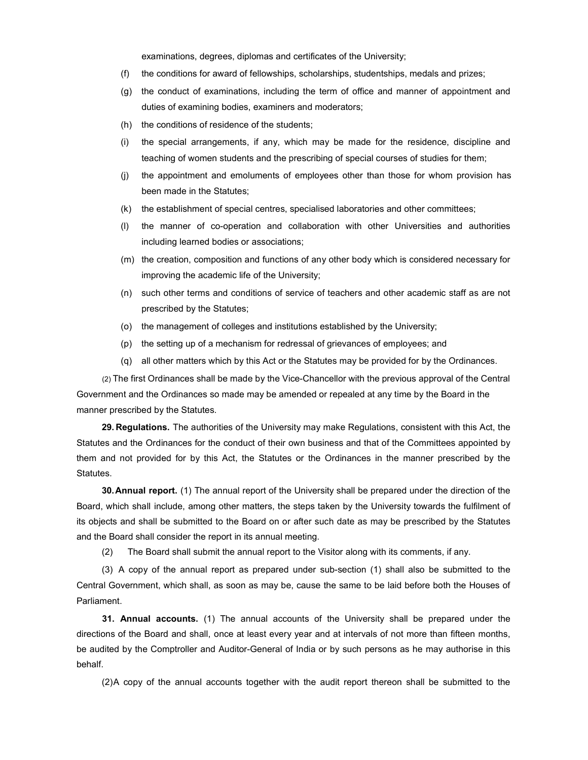examinations, degrees, diplomas and certificates of the University;

(f) the conditions for award of fellowships, scholarships, studentships, medals and prizes;

(g) the conduct of examinations, including the term of office and manner of appointment and duties of examining bodies, examiners and moderators;

(h) the conditions of residence of the students;

(i) the special arrangements, if any, which may be made for the residence, discipline and teaching of women students and the prescribing of special courses of studies for them;

(j) the appointment and emoluments of employees other than those for whom provision has been made in the Statutes;

(k) the establishment of special centres, specialised laboratories and other committees;

(l) the manner of co-operation and collaboration with other Universities and authorities including learned bodies or associations;

(m) the creation, composition and functions of any other body which is considered necessary for improving the academic life of the University;

(n) such other terms and conditions of service of teachers and other academic staff as are not prescribed by the Statutes;

(o) the management of colleges and institutions established by the University;

(p) the setting up of a mechanism for redressal of grievances of employees; and

(q) all other matters which by this Act or the Statutes may be provided for by the Ordinances.

(2) The first Ordinances shall be made by the Vice-Chancellor with the previous approval of the Central Government and the Ordinances so made may be amended or repealed at any time by the Board in the manner prescribed by the Statutes.

**29. Regulations.** The authorities of the University may make Regulations, consistent with this Act, the Statutes and the Ordinances for the conduct of their own business and that of the Committees appointed by them and not provided for by this Act, the Statutes or the Ordinances in the manner prescribed by the Statutes.

**30. Annual report.** (1) The annual report of the University shall be prepared under the direction of the Board, which shall include, among other matters, the steps taken by the University towards the fulfilment of its objects and shall be submitted to the Board on or after such date as may be prescribed by the Statutes and the Board shall consider the report in its annual meeting.

(2) The Board shall submit the annual report to the Visitor along with its comments, if any.

(3) A copy of the annual report as prepared under sub-section (1) shall also be submitted to the Central Government, which shall, as soon as may be, cause the same to be laid before both the Houses of Parliament.

**31. Annual accounts.** (1) The annual accounts of the University shall be prepared under the directions of the Board and shall, once at least every year and at intervals of not more than fifteen months, be audited by the Comptroller and Auditor-General of India or by such persons as he may authorise in this behalf.

(2) A copy of the annual accounts together with the audit report thereon shall be submitted to the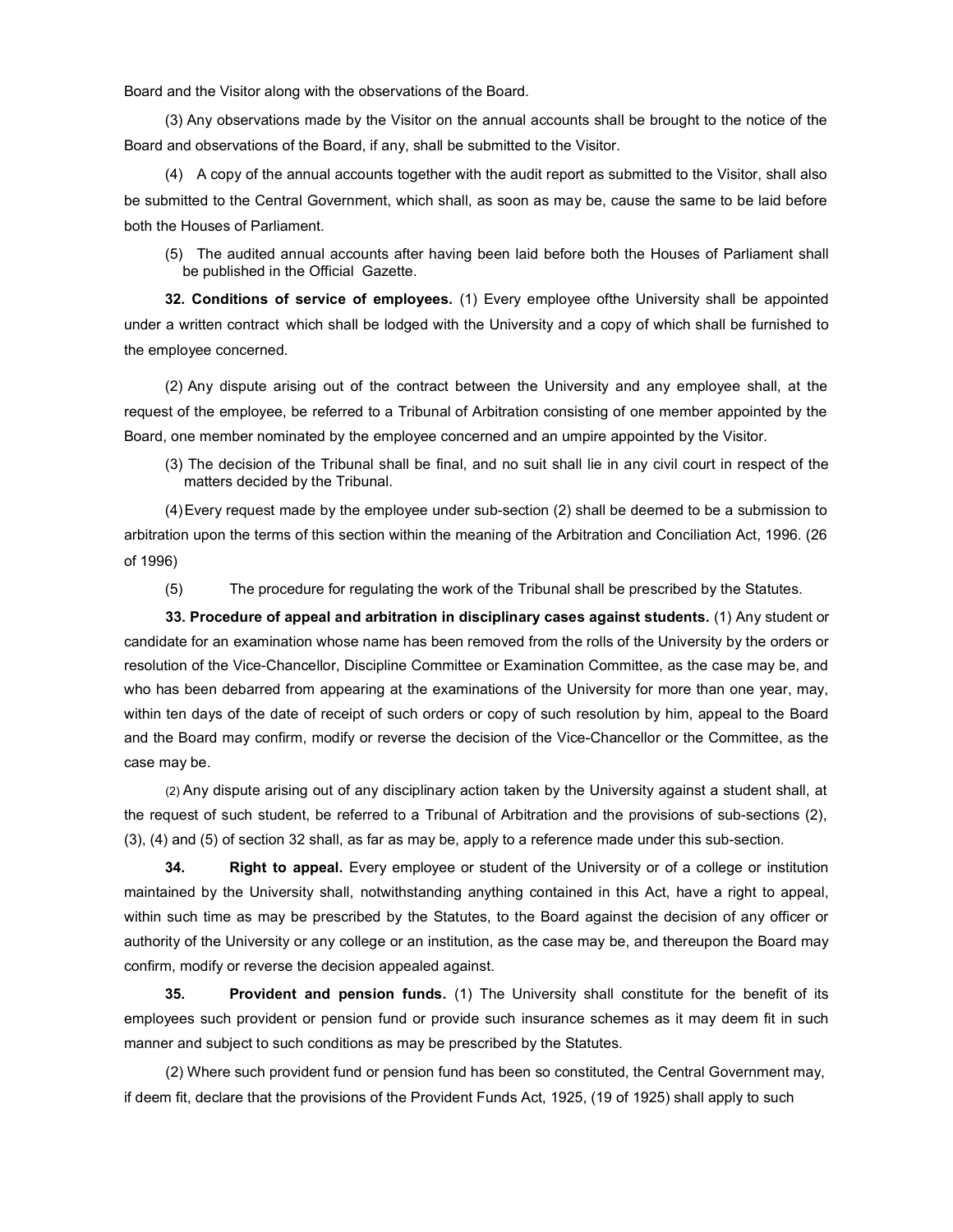Board and the Visitor along with the observations of the Board.

(3) Any observations made by the Visitor on the annual accounts shall be brought to the notice of the Board and observations of the Board, if any, shall be submitted to the Visitor.

(4) A copy of the annual accounts together with the audit report as submitted to the Visitor, shall also be submitted to the Central Government, which shall, as soon as may be, cause the same to be laid before both the Houses of Parliament.

(5) The audited annual accounts after having been laid before both the Houses of Parliament shall be published in the Official Gazette.

**32. Conditions of service of employees.** (1) Every employee ofthe University shall be appointed under a written contract which shall be lodged with the University and a copy of which shall be furnished to the employee concerned.

(2) Any dispute arising out of the contract between the University and any employee shall, at the request of the employee, be referred to a Tribunal of Arbitration consisting of one member appointed by the Board, one member nominated by the employee concerned and an umpire appointed by the Visitor.

(3) The decision of the Tribunal shall be final, and no suit shall lie in any civil court in respect of the matters decided by the Tribunal.

(4) Every request made by the employee under sub-section (2) shall be deemed to be a submission to arbitration upon the terms of this section within the meaning of the Arbitration and Conciliation Act, 1996. (26 of 1996)

(5) The procedure for regulating the work of the Tribunal shall be prescribed by the Statutes.

**33. Procedure of appeal and arbitration in disciplinary cases against students.** (1) Any student or candidate for an examination whose name has been removed from the rolls of the University by the orders or resolution of the Vice-Chancellor, Discipline Committee or Examination Committee, as the case may be, and who has been debarred from appearing at the examinations of the University for more than one year, may, within ten days of the date of receipt of such orders or copy of such resolution by him, appeal to the Board and the Board may confirm, modify or reverse the decision of the Vice-Chancellor or the Committee, as the case may be.

(2) Any dispute arising out of any disciplinary action taken by the University against a student shall, at the request of such student, be referred to a Tribunal of Arbitration and the provisions of sub-sections (2), (3), (4) and (5) of section 32 shall, as far as may be, apply to a reference made under this sub-section.

**34. Right to appeal.** Every employee or student of the University or of a college or institution maintained by the University shall, notwithstanding anything contained in this Act, have a right to appeal, within such time as may be prescribed by the Statutes, to the Board against the decision of any officer or authority of the University or any college or an institution, as the case may be, and thereupon the Board may confirm, modify or reverse the decision appealed against.

**35. Provident and pension funds.** (1) The University shall constitute for the benefit of its employees such provident or pension fund or provide such insurance schemes as it may deem fit in such manner and subject to such conditions as may be prescribed by the Statutes.

(2) Where such provident fund or pension fund has been so constituted, the Central Government may, if deem fit, declare that the provisions of the Provident Funds Act, 1925, (19 of 1925) shall apply to such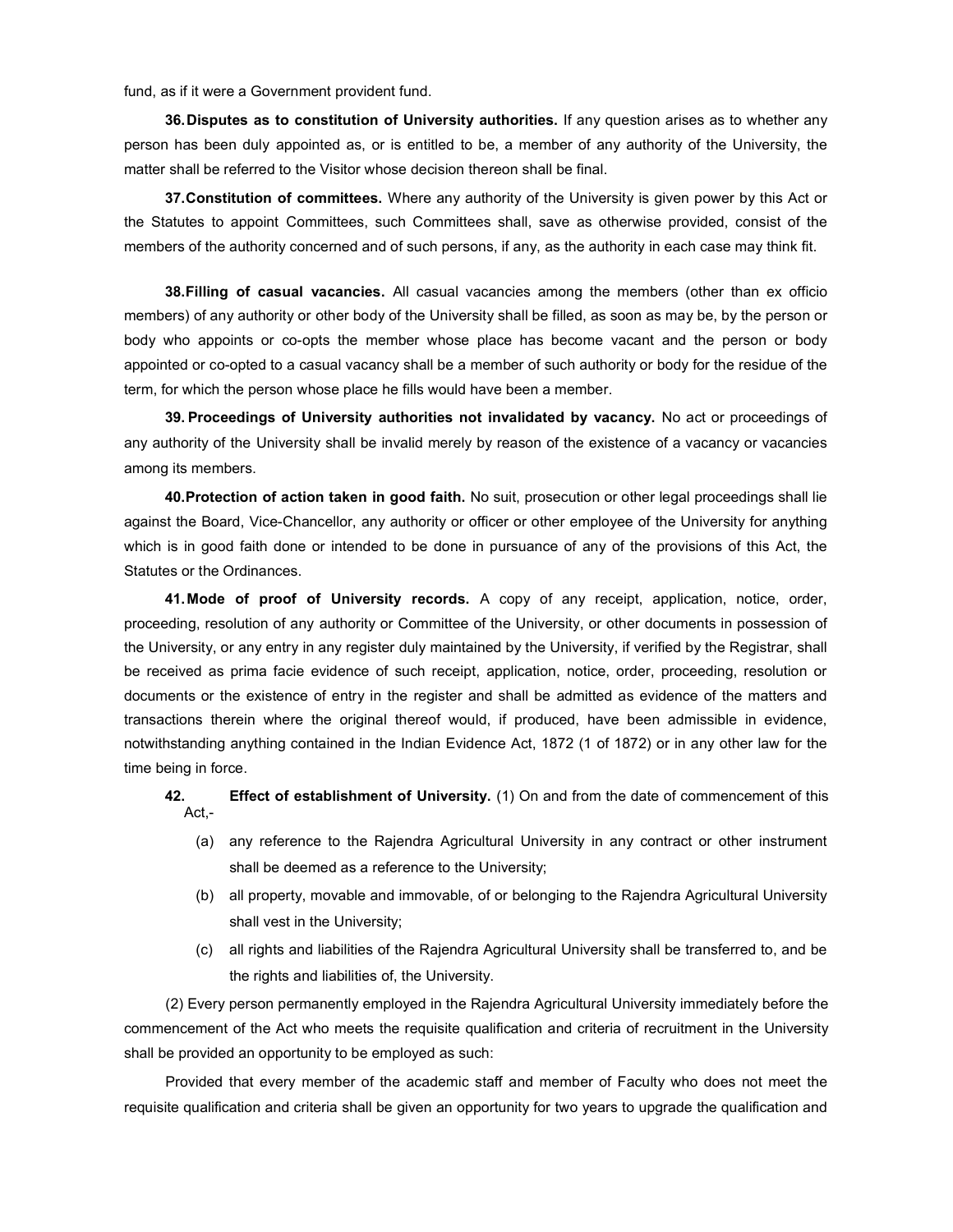fund, as if it were a Government provident fund.

**36. Disputes as to constitution of University authorities.** If any question arises as to whether any person has been duly appointed as, or is entitled to be, a member of any authority of the University, the matter shall be referred to the Visitor whose decision thereon shall be final.

**37. Constitution of committees.** Where any authority of the University is given power by this Act or the Statutes to appoint Committees, such Committees shall, save as otherwise provided, consist of the members of the authority concerned and of such persons, if any, as the authority in each case may think fit.

**38. Filling of casual vacancies.** All casual vacancies among the members (other than ex officio members) of any authority or other body of the University shall be filled, as soon as may be, by the person or body who appoints or co-opts the member whose place has become vacant and the person or body appointed or co-opted to a casual vacancy shall be a member of such authority or body for the residue of the term, for which the person whose place he fills would have been a member.

**39. Proceedings of University authorities not invalidated by vacancy.** No act or proceedings of any authority of the University shall be invalid merely by reason of the existence of a vacancy or vacancies among its members.

**40. Protection of action taken in good faith.** No suit, prosecution or other legal proceedings shall lie against the Board, Vice-Chancellor, any authority or officer or other employee of the University for anything which is in good faith done or intended to be done in pursuance of any of the provisions of this Act, the Statutes or the Ordinances.

**41. Mode of proof of University records.** A copy of any receipt, application, notice, order, proceeding, resolution of any authority or Committee of the University, or other documents in possession of the University, or any entry in any register duly maintained by the University, if verified by the Registrar, shall be received as prima facie evidence of such receipt, application, notice, order, proceeding, resolution or documents or the existence of entry in the register and shall be admitted as evidence of the matters and transactions therein where the original thereof would, if produced, have been admissible in evidence, notwithstanding anything contained in the Indian Evidence Act, 1872 (1 of 1872) or in any other law for the time being in force.

**42. Effect of establishment of University.** (1) On and from the date of commencement of this Act,-

(a) any reference to the Rajendra Agricultural University in any contract or other instrument shall be deemed as a reference to the University;

(b) all property, movable and immovable, of or belonging to the Rajendra Agricultural University shall vest in the University;

(c) all rights and liabilities of the Rajendra Agricultural University shall be transferred to, and be the rights and liabilities of, the University.

(2) Every person permanently employed in the Rajendra Agricultural University immediately before the commencement of the Act who meets the requisite qualification and criteria of recruitment in the University shall be provided an opportunity to be employed as such:

Provided that every member of the academic staff and member of Faculty who does not meet the requisite qualification and criteria shall be given an opportunity for two years to upgrade the qualification and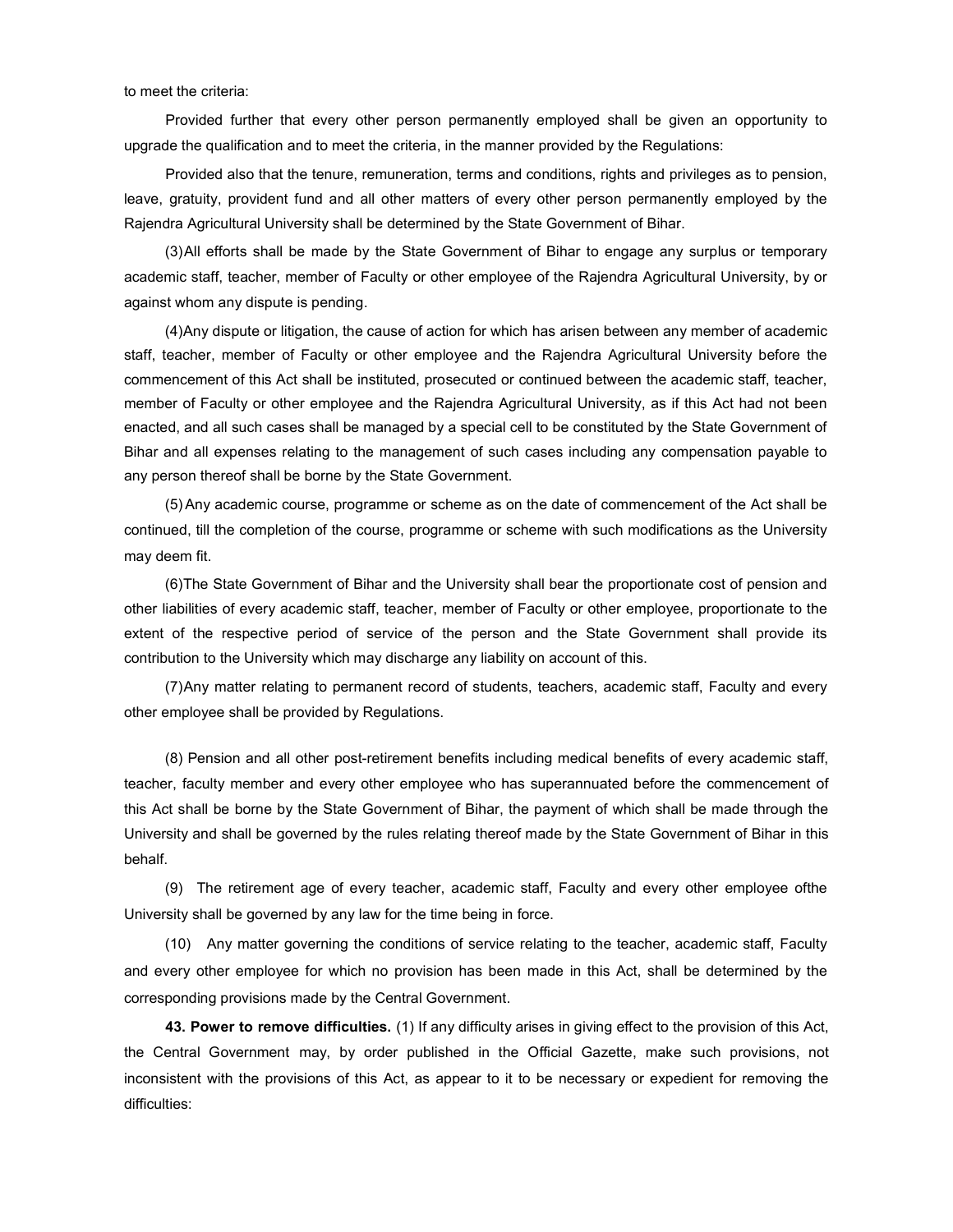to meet the criteria:

Provided further that every other person permanently employed shall be given an opportunity to upgrade the qualification and to meet the criteria, in the manner provided by the Regulations:

Provided also that the tenure, remuneration, terms and conditions, rights and privileges as to pension, leave, gratuity, provident fund and all other matters of every other person permanently employed by the Rajendra Agricultural University shall be determined by the State Government of Bihar.

(3)All efforts shall be made by the State Government of Bihar to engage any surplus or temporary academic staff, teacher, member of Faculty or other employee of the Rajendra Agricultural University, by or against whom any dispute is pending.

(4)Any dispute or litigation, the cause of action for which has arisen between any member of academic staff, teacher, member of Faculty or other employee and the Rajendra Agricultural University before the commencement of this Act shall be instituted, prosecuted or continued between the academic staff, teacher, member of Faculty or other employee and the Rajendra Agricultural University, as if this Act had not been enacted, and all such cases shall be managed by a special cell to be constituted by the State Government of Bihar and all expenses relating to the management of such cases including any compensation payable to any person thereof shall be borne by the State Government.

(5) Any academic course, programme or scheme as on the date of commencement of the Act shall be continued, till the completion of the course, programme or scheme with such modifications as the University may deem fit.

(6)The State Government of Bihar and the University shall bear the proportionate cost of pension and other liabilities of every academic staff, teacher, member of Faculty or other employee, proportionate to the extent of the respective period of service of the person and the State Government shall provide its contribution to the University which may discharge any liability on account of this.

(7)Any matter relating to permanent record of students, teachers, academic staff, Faculty and every other employee shall be provided by Regulations.

(8) Pension and all other post-retirement benefits including medical benefits of every academic staff, teacher, faculty member and every other employee who has superannuated before the commencement of this Act shall be borne by the State Government of Bihar, the payment of which shall be made through the University and shall be governed by the rules relating thereof made by the State Government of Bihar in this behalf.

(9) The retirement age of every teacher, academic staff, Faculty and every other employee ofthe University shall be governed by any law for the time being in force.

(10) Any matter governing the conditions of service relating to the teacher, academic staff, Faculty and every other employee for which no provision has been made in this Act, shall be determined by the corresponding provisions made by the Central Government.

**43. Power to remove difficulties.** (1) If any difficulty arises in giving effect to the provision of this Act, the Central Government may, by order published in the Official Gazette, make such provisions, not inconsistent with the provisions of this Act, as appear to it to be necessary or expedient for removing the difficulties: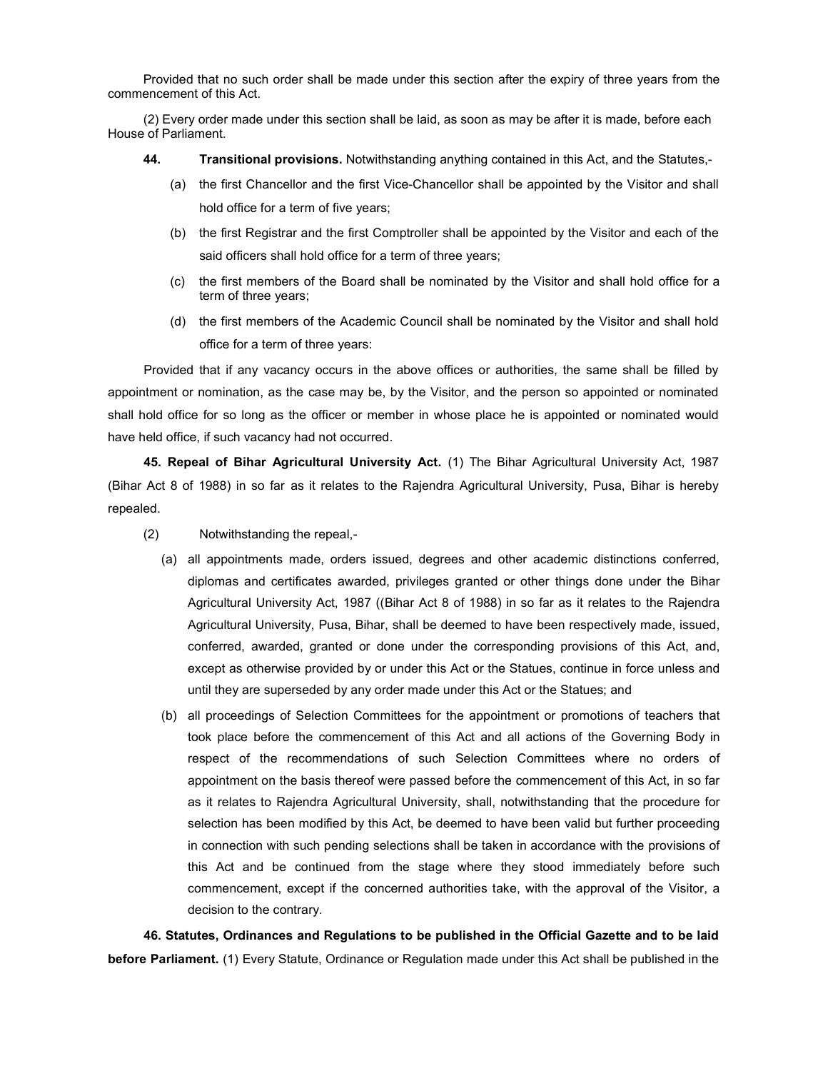Provided that no such order shall be made under this section after the expiry of three years from the commencement of this Act.

(2) Every order made under this section shall be laid, as soon as may be after it is made, before each House of Parliament.

**44. Transitional provisions.** Notwithstanding anything contained in this Act, and the Statutes,-

(a) the first Chancellor and the first Vice-Chancellor shall be appointed by the Visitor and shall hold office for a term of five years;

(b) the first Registrar and the first Comptroller shall be appointed by the Visitor and each of the said officers shall hold office for a term of three years;

(c) the first members of the Board shall be nominated by the Visitor and shall hold office for a term of three years;

(d) the first members of the Academic Council shall be nominated by the Visitor and shall hold office for a term of three years:

Provided that if any vacancy occurs in the above offices or authorities, the same shall be filled by appointment or nomination, as the case may be, by the Visitor, and the person so appointed or nominated shall hold office for so long as the officer or member in whose place he is appointed or nominated would have held office, if such vacancy had not occurred.

**45. Repeal of Bihar Agricultural University Act.** (1) The Bihar Agricultural University Act, 1987 (Bihar Act 8 of 1988) in so far as it relates to the Rajendra Agricultural University, Pusa, Bihar is hereby repealed.

(2) Notwithstanding the repeal,-

(a) all appointments made, orders issued, degrees and other academic distinctions conferred, diplomas and certificates awarded, privileges granted or other things done under the Bihar Agricultural University Act, 1987 ((Bihar Act 8 of 1988) in so far as it relates to the Rajendra Agricultural University, Pusa, Bihar, shall be deemed to have been respectively made, issued, conferred, awarded, granted or done under the corresponding provisions of this Act, and, except as otherwise provided by or under this Act or the Statues, continue in force unless and until they are superseded by any order made under this Act or the Statues; and

(b) all proceedings of Selection Committees for the appointment or promotions of teachers that took place before the commencement of this Act and all actions of the Governing Body in respect of the recommendations of such Selection Committees where no orders of appointment on the basis thereof were passed before the commencement of this Act, in so far as it relates to Rajendra Agricultural University, shall, notwithstanding that the procedure for selection has been modified by this Act, be deemed to have been valid but further proceeding in connection with such pending selections shall be taken in accordance with the provisions of this Act and be continued from the stage where they stood immediately before such commencement, except if the concerned authorities take, with the approval of the Visitor, a decision to the contrary.

**46. Statutes, Ordinances and Regulations to be published in the Official Gazette and to be laid before Parliament.** (1) Every Statute, Ordinance or Regulation made under this Act shall be published in the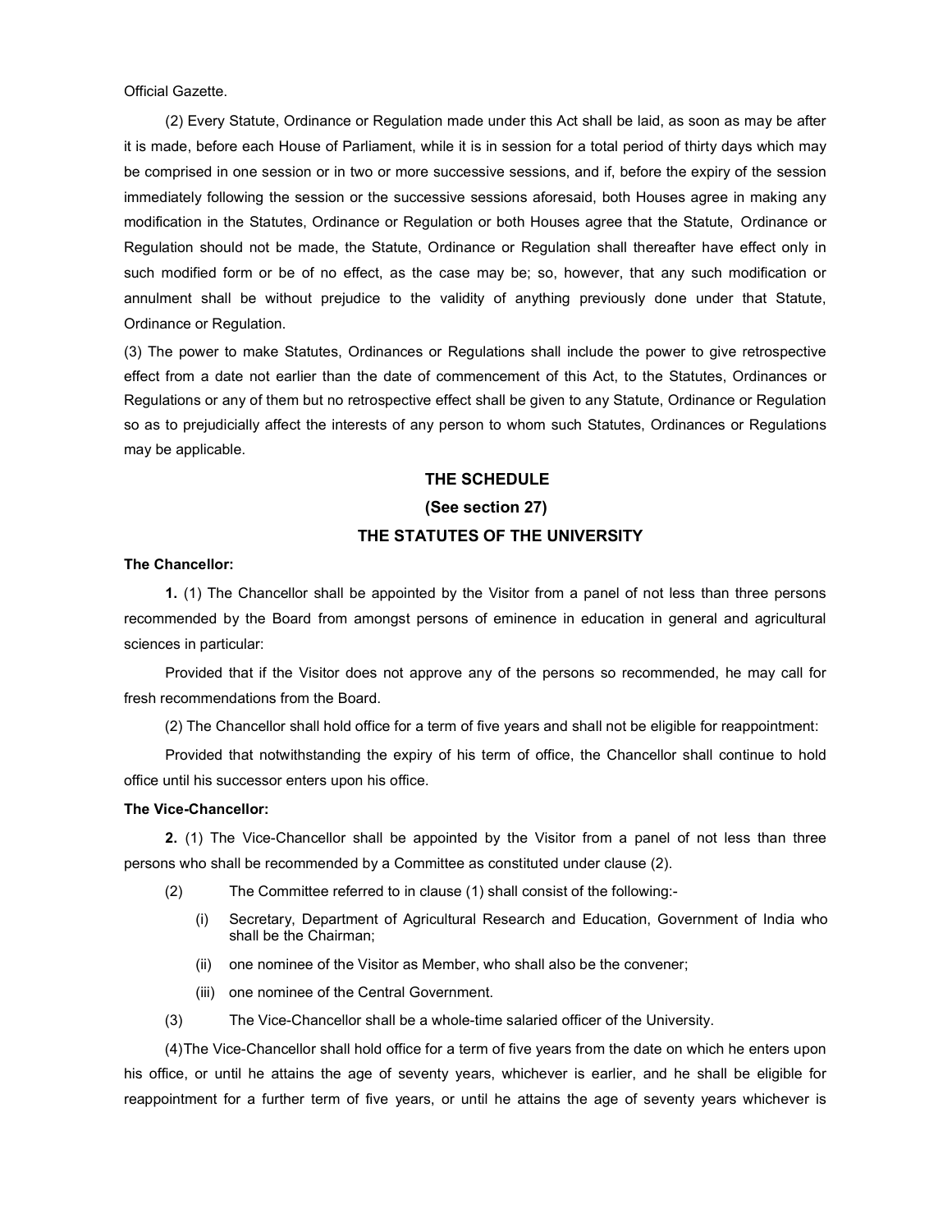Official Gazette.

(2) Every Statute, Ordinance or Regulation made under this Act shall be laid, as soon as may be after it is made, before each House of Parliament, while it is in session for a total period of thirty days which may be comprised in one session or in two or more successive sessions, and if, before the expiry of the session immediately following the session or the successive sessions aforesaid, both Houses agree in making any modification in the Statutes, Ordinance or Regulation or both Houses agree that the Statute, Ordinance or Regulation should not be made, the Statute, Ordinance or Regulation shall thereafter have effect only in such modified form or be of no effect, as the case may be; so, however, that any such modification or annulment shall be without prejudice to the validity of anything previously done under that Statute, Ordinance or Regulation.

(3) The power to make Statutes, Ordinances or Regulations shall include the power to give retrospective effect from a date not earlier than the date of commencement of this Act, to the Statutes, Ordinances or Regulations or any of them but no retrospective effect shall be given to any Statute, Ordinance or Regulation so as to prejudicially affect the interests of any person to whom such Statutes, Ordinances or Regulations may be applicable.

## THE SCHEDULE

### (See section 27)

### THE STATUTES OF THE UNIVERSITY

**The Chancellor:**

**1.** (1) The Chancellor shall be appointed by the Visitor from a panel of not less than three persons recommended by the Board from amongst persons of eminence in education in general and agricultural sciences in particular:

Provided that if the Visitor does not approve any of the persons so recommended, he may call for fresh recommendations from the Board.

(2) The Chancellor shall hold office for a term of five years and shall not be eligible for reappointment:

Provided that notwithstanding the expiry of his term of office, the Chancellor shall continue to hold office until his successor enters upon his office.

**The Vice-Chancellor:**

**2.** (1) The Vice-Chancellor shall be appointed by the Visitor from a panel of not less than three persons who shall be recommended by a Committee as constituted under clause (2).

(2) The Committee referred to in clause (1) shall consist of the following:-

- (i) Secretary, Department of Agricultural Research and Education, Government of India who shall be the Chairman;
- (ii) one nominee of the Visitor as Member, who shall also be the convener;
- (iii) one nominee of the Central Government.

(3) The Vice-Chancellor shall be a whole-time salaried officer of the University.

(4) The Vice-Chancellor shall hold office for a term of five years from the date on which he enters upon his office, or until he attains the age of seventy years, whichever is earlier, and he shall be eligible for reappointment for a further term of five years, or until he attains the age of seventy years whichever is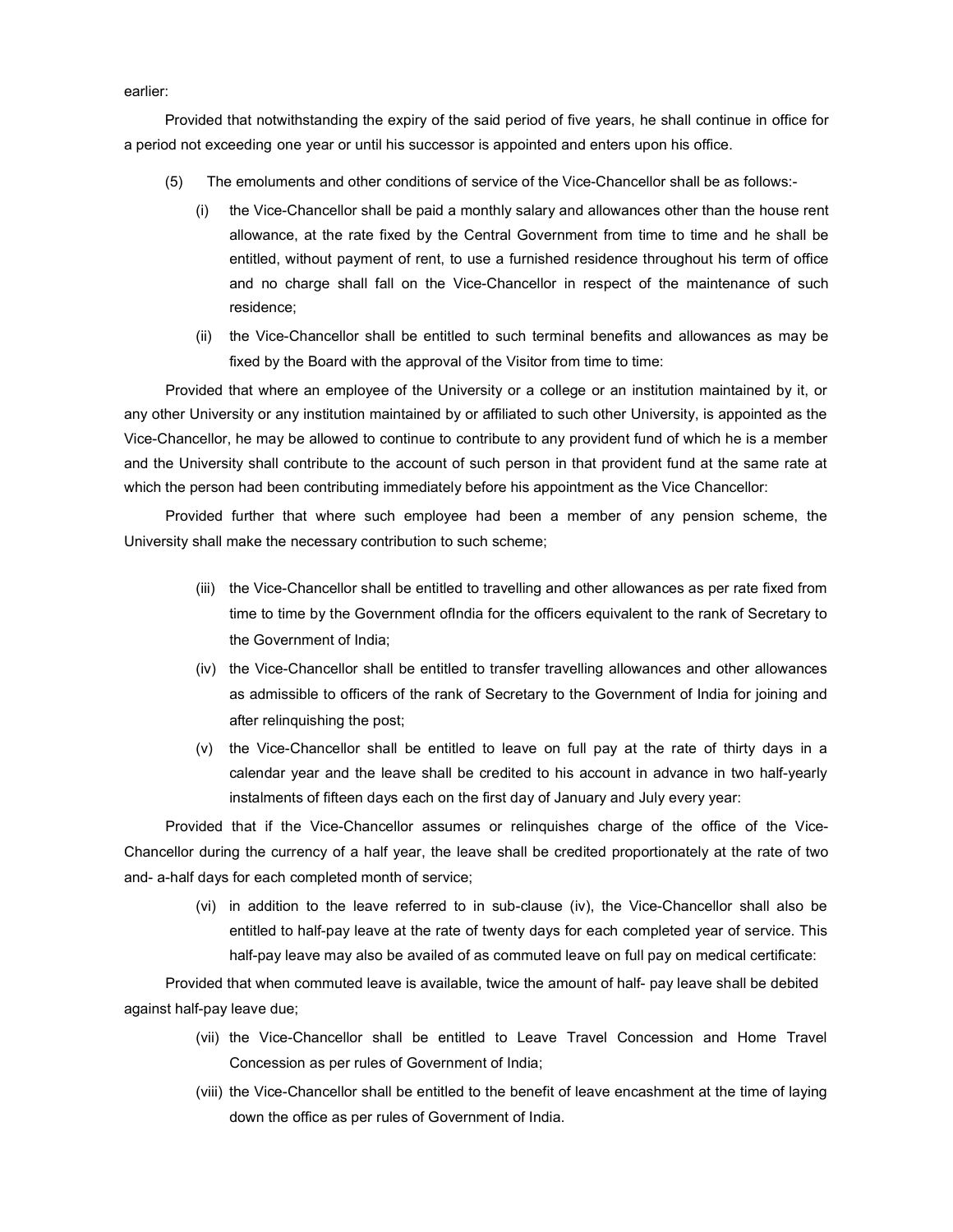earlier:

Provided that notwithstanding the expiry of the said period of five years, he shall continue in office for a period not exceeding one year or until his successor is appointed and enters upon his office.

(5) The emoluments and other conditions of service of the Vice-Chancellor shall be as follows:-

(i) the Vice-Chancellor shall be paid a monthly salary and allowances other than the house rent allowance, at the rate fixed by the Central Government from time to time and he shall be entitled, without payment of rent, to use a furnished residence throughout his term of office and no charge shall fall on the Vice-Chancellor in respect of the maintenance of such residence;

(ii) the Vice-Chancellor shall be entitled to such terminal benefits and allowances as may be fixed by the Board with the approval of the Visitor from time to time:

Provided that where an employee of the University or a college or an institution maintained by it, or any other University or any institution maintained by or affiliated to such other University, is appointed as the Vice-Chancellor, he may be allowed to continue to contribute to any provident fund of which he is a member and the University shall contribute to the account of such person in that provident fund at the same rate at which the person had been contributing immediately before his appointment as the Vice Chancellor:

Provided further that where such employee had been a member of any pension scheme, the University shall make the necessary contribution to such scheme;

(iii) the Vice-Chancellor shall be entitled to travelling and other allowances as per rate fixed from time to time by the Government ofIndia for the officers equivalent to the rank of Secretary to the Government of India;

(iv) the Vice-Chancellor shall be entitled to transfer travelling allowances and other allowances as admissible to officers of the rank of Secretary to the Government of India for joining and after relinquishing the post;

(v) the Vice-Chancellor shall be entitled to leave on full pay at the rate of thirty days in a calendar year and the leave shall be credited to his account in advance in two half-yearly instalments of fifteen days each on the first day of January and July every year:

Provided that if the Vice-Chancellor assumes or relinquishes charge of the office of the Vice-Chancellor during the currency of a half year, the leave shall be credited proportionately at the rate of two and- a-half days for each completed month of service;

(vi) in addition to the leave referred to in sub-clause (iv), the Vice-Chancellor shall also be entitled to half-pay leave at the rate of twenty days for each completed year of service. This half-pay leave may also be availed of as commuted leave on full pay on medical certificate:

Provided that when commuted leave is available, twice the amount of half- pay leave shall be debited against half-pay leave due;

(vii) the Vice-Chancellor shall be entitled to Leave Travel Concession and Home Travel Concession as per rules of Government of India;

(viii) the Vice-Chancellor shall be entitled to the benefit of leave encashment at the time of laying down the office as per rules of Government of India.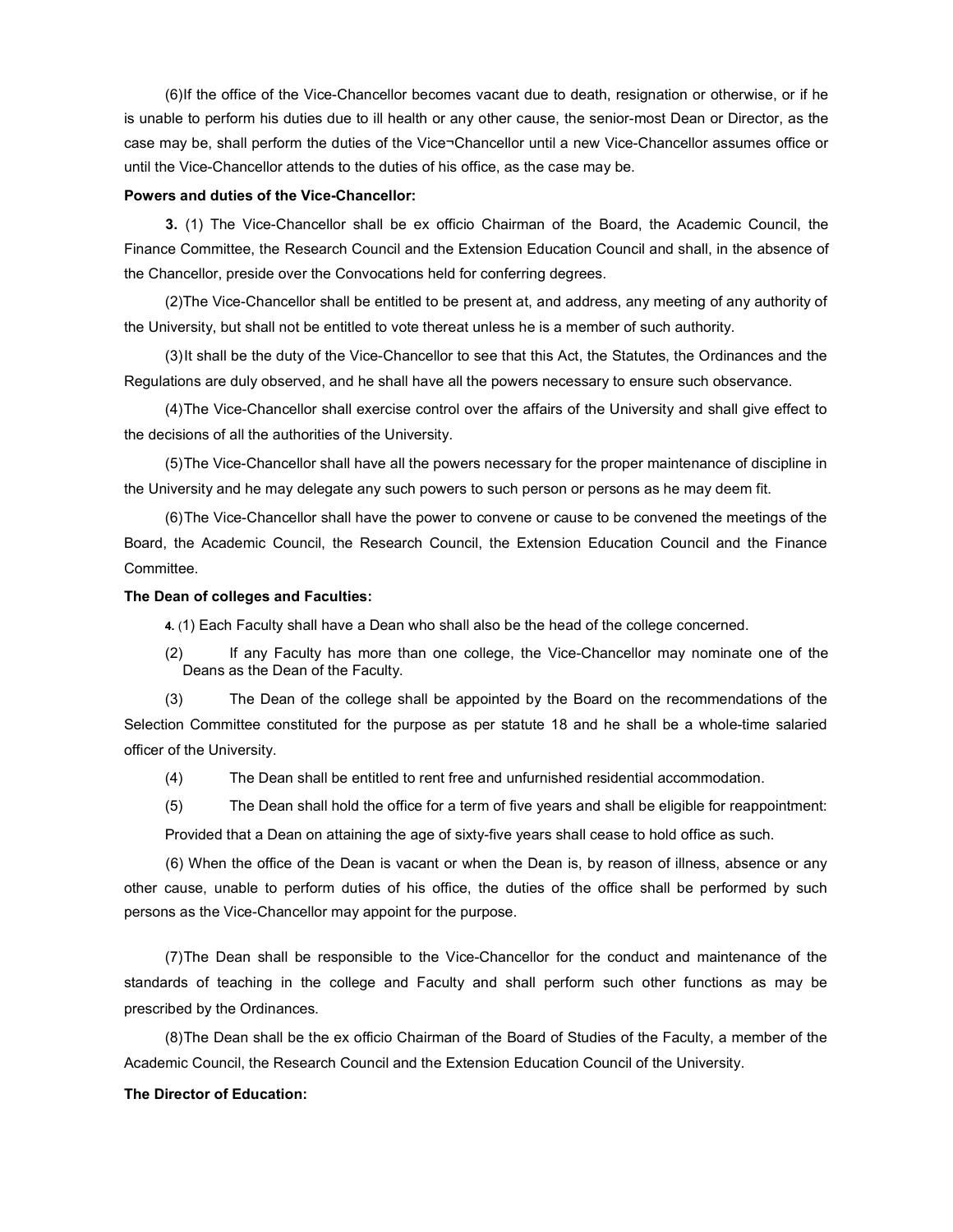(6)If the office of the Vice-Chancellor becomes vacant due to death, resignation or otherwise, or if he is unable to perform his duties due to ill health or any other cause, the senior-most Dean or Director, as the case may be, shall perform the duties of the Vice¬Chancellor until a new Vice-Chancellor assumes office or until the Vice-Chancellor attends to the duties of his office, as the case may be.

**Powers and duties of the Vice-Chancellor:**

**3.** (1) The Vice-Chancellor shall be ex officio Chairman of the Board, the Academic Council, the Finance Committee, the Research Council and the Extension Education Council and shall, in the absence of the Chancellor, preside over the Convocations held for conferring degrees.

(2)The Vice-Chancellor shall be entitled to be present at, and address, any meeting of any authority of the University, but shall not be entitled to vote thereat unless he is a member of such authority.

(3)It shall be the duty of the Vice-Chancellor to see that this Act, the Statutes, the Ordinances and the Regulations are duly observed, and he shall have all the powers necessary to ensure such observance.

(4)The Vice-Chancellor shall exercise control over the affairs of the University and shall give effect to the decisions of all the authorities of the University.

(5)The Vice-Chancellor shall have all the powers necessary for the proper maintenance of discipline in the University and he may delegate any such powers to such person or persons as he may deem fit.

(6)The Vice-Chancellor shall have the power to convene or cause to be convened the meetings of the Board, the Academic Council, the Research Council, the Extension Education Council and the Finance Committee.

**The Dean of colleges and Faculties:**

**4.** (1) Each Faculty shall have a Dean who shall also be the head of the college concerned.

(2) If any Faculty has more than one college, the Vice-Chancellor may nominate one of the Deans as the Dean of the Faculty.

(3) The Dean of the college shall be appointed by the Board on the recommendations of the Selection Committee constituted for the purpose as per statute 18 and he shall be a whole-time salaried officer of the University.

(4) The Dean shall be entitled to rent free and unfurnished residential accommodation.

(5) The Dean shall hold the office for a term of five years and shall be eligible for reappointment:

Provided that a Dean on attaining the age of sixty-five years shall cease to hold office as such.

(6) When the office of the Dean is vacant or when the Dean is, by reason of illness, absence or any other cause, unable to perform duties of his office, the duties of the office shall be performed by such persons as the Vice-Chancellor may appoint for the purpose.

(7)The Dean shall be responsible to the Vice-Chancellor for the conduct and maintenance of the standards of teaching in the college and Faculty and shall perform such other functions as may be prescribed by the Ordinances.

(8)The Dean shall be the ex officio Chairman of the Board of Studies of the Faculty, a member of the Academic Council, the Research Council and the Extension Education Council of the University.

**The Director of Education:**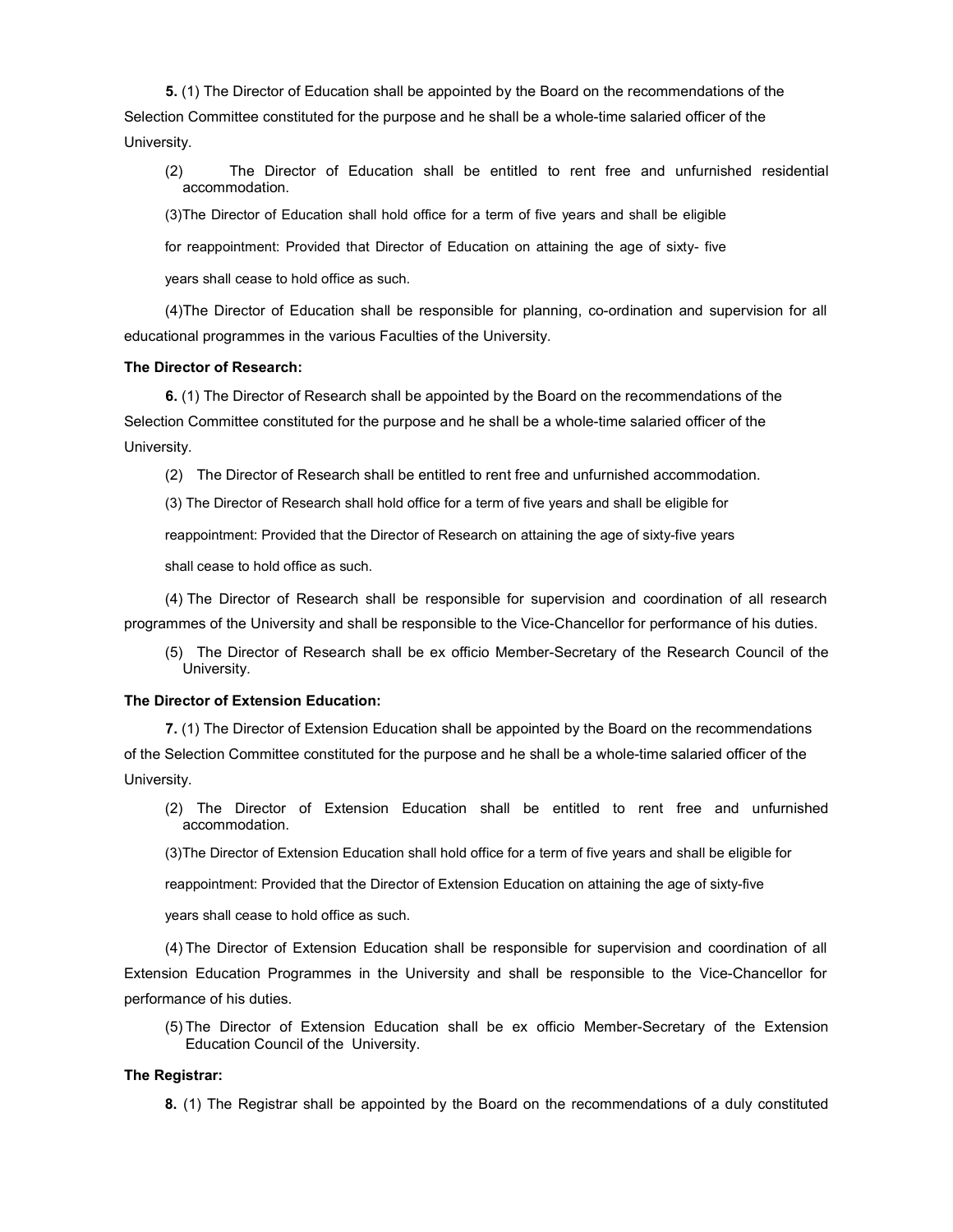**5.** (1) The Director of Education shall be appointed by the Board on the recommendations of the Selection Committee constituted for the purpose and he shall be a whole-time salaried officer of the University.

(2) The Director of Education shall be entitled to rent free and unfurnished residential accommodation.

(3)The Director of Education shall hold office for a term of five years and shall be eligible for reappointment: Provided that Director of Education on attaining the age of sixty- five years shall cease to hold office as such.

(4)The Director of Education shall be responsible for planning, co-ordination and supervision for all educational programmes in the various Faculties of the University.

**The Director of Research:**

**6.** (1) The Director of Research shall be appointed by the Board on the recommendations of the Selection Committee constituted for the purpose and he shall be a whole-time salaried officer of the University.

(2) The Director of Research shall be entitled to rent free and unfurnished accommodation.

(3) The Director of Research shall hold office for a term of five years and shall be eligible for reappointment: Provided that the Director of Research on attaining the age of sixty-five years shall cease to hold office as such.

(4) The Director of Research shall be responsible for supervision and coordination of all research programmes of the University and shall be responsible to the Vice-Chancellor for performance of his duties.

(5) The Director of Research shall be ex officio Member-Secretary of the Research Council of the University.

**The Director of Extension Education:**

**7.** (1) The Director of Extension Education shall be appointed by the Board on the recommendations of the Selection Committee constituted for the purpose and he shall be a whole-time salaried officer of the University.

(2) The Director of Extension Education shall be entitled to rent free and unfurnished accommodation.

(3)The Director of Extension Education shall hold office for a term of five years and shall be eligible for reappointment: Provided that the Director of Extension Education on attaining the age of sixty-five years shall cease to hold office as such.

(4) The Director of Extension Education shall be responsible for supervision and coordination of all Extension Education Programmes in the University and shall be responsible to the Vice-Chancellor for performance of his duties.

(5) The Director of Extension Education shall be ex officio Member-Secretary of the Extension Education Council of the University.

**The Registrar:**

**8.** (1) The Registrar shall be appointed by the Board on the recommendations of a duly constituted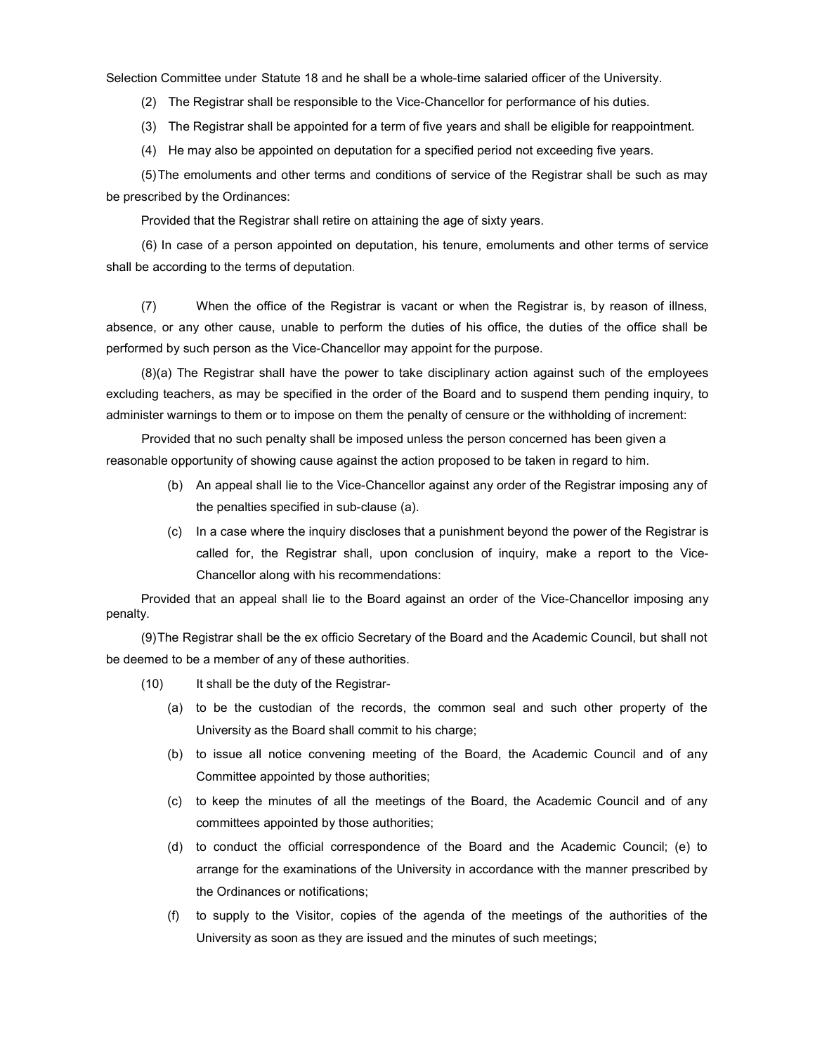Selection Committee under Statute 18 and he shall be a whole-time salaried officer of the University.

(2) The Registrar shall be responsible to the Vice-Chancellor for performance of his duties.

(3) The Registrar shall be appointed for a term of five years and shall be eligible for reappointment.

(4) He may also be appointed on deputation for a specified period not exceeding five years.

(5) The emoluments and other terms and conditions of service of the Registrar shall be such as may be prescribed by the Ordinances:

Provided that the Registrar shall retire on attaining the age of sixty years.

(6) In case of a person appointed on deputation, his tenure, emoluments and other terms of service shall be according to the terms of deputation.

(7) When the office of the Registrar is vacant or when the Registrar is, by reason of illness, absence, or any other cause, unable to perform the duties of his office, the duties of the office shall be performed by such person as the Vice-Chancellor may appoint for the purpose.

(8)(a) The Registrar shall have the power to take disciplinary action against such of the employees excluding teachers, as may be specified in the order of the Board and to suspend them pending inquiry, to administer warnings to them or to impose on them the penalty of censure or the withholding of increment:

Provided that no such penalty shall be imposed unless the person concerned has been given a reasonable opportunity of showing cause against the action proposed to be taken in regard to him.

(b) An appeal shall lie to the Vice-Chancellor against any order of the Registrar imposing any of the penalties specified in sub-clause (a).

(c) In a case where the inquiry discloses that a punishment beyond the power of the Registrar is called for, the Registrar shall, upon conclusion of inquiry, make a report to the Vice-Chancellor along with his recommendations:

Provided that an appeal shall lie to the Board against an order of the Vice-Chancellor imposing any penalty.

(9) The Registrar shall be the ex officio Secretary of the Board and the Academic Council, but shall not be deemed to be a member of any of these authorities.

(10) It shall be the duty of the Registrar-

(a) to be the custodian of the records, the common seal and such other property of the University as the Board shall commit to his charge;

(b) to issue all notice convening meeting of the Board, the Academic Council and of any Committee appointed by those authorities;

(c) to keep the minutes of all the meetings of the Board, the Academic Council and of any committees appointed by those authorities;

(d) to conduct the official correspondence of the Board and the Academic Council; (e) to arrange for the examinations of the University in accordance with the manner prescribed by the Ordinances or notifications;

(f) to supply to the Visitor, copies of the agenda of the meetings of the authorities of the University as soon as they are issued and the minutes of such meetings;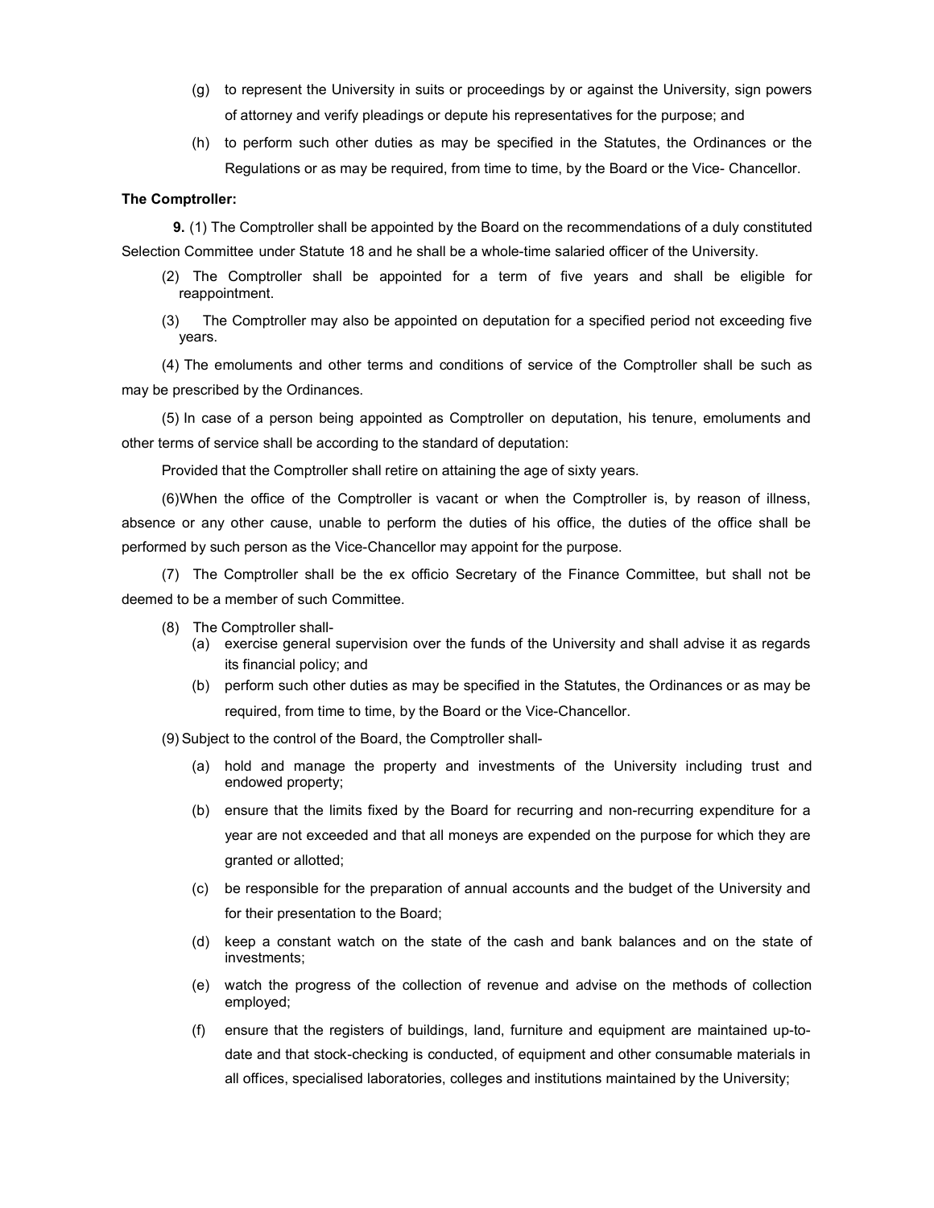(g) to represent the University in suits or proceedings by or against the University, sign powers of attorney and verify pleadings or depute his representatives for the purpose; and

(h) to perform such other duties as may be specified in the Statutes, the Ordinances or the Regulations or as may be required, from time to time, by the Board or the Vice- Chancellor.

**The Comptroller:**

**9.** (1) The Comptroller shall be appointed by the Board on the recommendations of a duly constituted Selection Committee under Statute 18 and he shall be a whole-time salaried officer of the University.

(2) The Comptroller shall be appointed for a term of five years and shall be eligible for reappointment.

(3) The Comptroller may also be appointed on deputation for a specified period not exceeding five years.

(4) The emoluments and other terms and conditions of service of the Comptroller shall be such as may be prescribed by the Ordinances.

(5) In case of a person being appointed as Comptroller on deputation, his tenure, emoluments and other terms of service shall be according to the standard of deputation:

Provided that the Comptroller shall retire on attaining the age of sixty years.

(6)When the office of the Comptroller is vacant or when the Comptroller is, by reason of illness, absence or any other cause, unable to perform the duties of his office, the duties of the office shall be performed by such person as the Vice-Chancellor may appoint for the purpose.

(7) The Comptroller shall be the ex officio Secretary of the Finance Committee, but shall not be deemed to be a member of such Committee.

(8) The Comptroller shall-

(a) exercise general supervision over the funds of the University and shall advise it as regards its financial policy; and

(b) perform such other duties as may be specified in the Statutes, the Ordinances or as may be required, from time to time, by the Board or the Vice-Chancellor.

(9) Subject to the control of the Board, the Comptroller shall-

(a) hold and manage the property and investments of the University including trust and endowed property;

(b) ensure that the limits fixed by the Board for recurring and non-recurring expenditure for a year are not exceeded and that all moneys are expended on the purpose for which they are granted or allotted;

(c) be responsible for the preparation of annual accounts and the budget of the University and for their presentation to the Board;

(d) keep a constant watch on the state of the cash and bank balances and on the state of investments;

(e) watch the progress of the collection of revenue and advise on the methods of collection employed;

(f) ensure that the registers of buildings, land, furniture and equipment are maintained up-to-date and that stock-checking is conducted, of equipment and other consumable materials in all offices, specialised laboratories, colleges and institutions maintained by the University;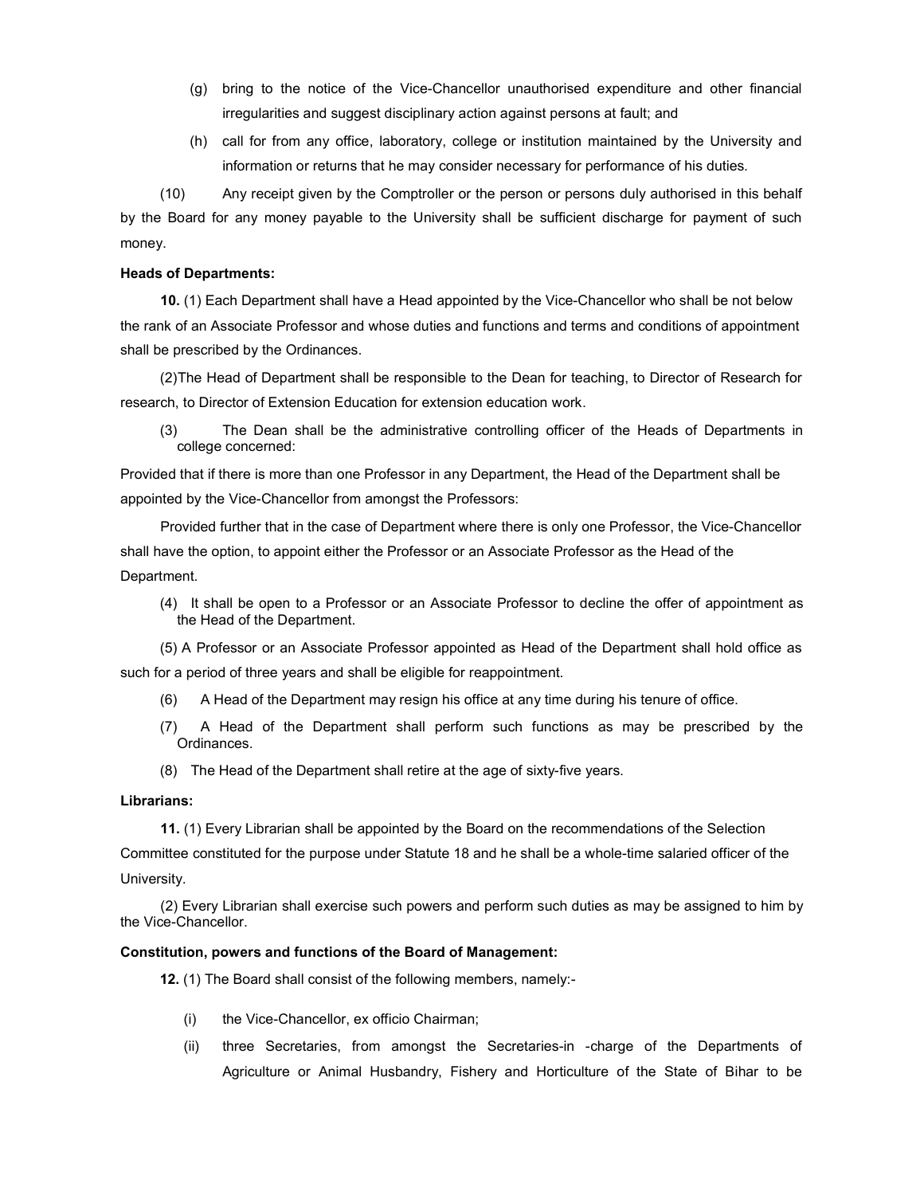(g) bring to the notice of the Vice-Chancellor unauthorised expenditure and other financial irregularities and suggest disciplinary action against persons at fault; and

(h) call for from any office, laboratory, college or institution maintained by the University and information or returns that he may consider necessary for performance of his duties.

(10) Any receipt given by the Comptroller or the person or persons duly authorised in this behalf by the Board for any money payable to the University shall be sufficient discharge for payment of such money.

**Heads of Departments:**

**10.** (1) Each Department shall have a Head appointed by the Vice-Chancellor who shall be not below the rank of an Associate Professor and whose duties and functions and terms and conditions of appointment shall be prescribed by the Ordinances.

(2)The Head of Department shall be responsible to the Dean for teaching, to Director of Research for research, to Director of Extension Education for extension education work.

(3) The Dean shall be the administrative controlling officer of the Heads of Departments in college concerned:

Provided that if there is more than one Professor in any Department, the Head of the Department shall be appointed by the Vice-Chancellor from amongst the Professors:

Provided further that in the case of Department where there is only one Professor, the Vice-Chancellor shall have the option, to appoint either the Professor or an Associate Professor as the Head of the Department.

(4) It shall be open to a Professor or an Associate Professor to decline the offer of appointment as the Head of the Department.

(5) A Professor or an Associate Professor appointed as Head of the Department shall hold office as such for a period of three years and shall be eligible for reappointment.

(6) A Head of the Department may resign his office at any time during his tenure of office.

(7) A Head of the Department shall perform such functions as may be prescribed by the Ordinances.

(8) The Head of the Department shall retire at the age of sixty-five years.

**Librarians:**

**11.** (1) Every Librarian shall be appointed by the Board on the recommendations of the Selection Committee constituted for the purpose under Statute 18 and he shall be a whole-time salaried officer of the University.

(2) Every Librarian shall exercise such powers and perform such duties as may be assigned to him by the Vice-Chancellor.

**Constitution, powers and functions of the Board of Management:**

**12.** (1) The Board shall consist of the following members, namely:-

(i) the Vice-Chancellor, ex officio Chairman;

(ii) three Secretaries, from amongst the Secretaries-in -charge of the Departments of Agriculture or Animal Husbandry, Fishery and Horticulture of the State of Bihar to be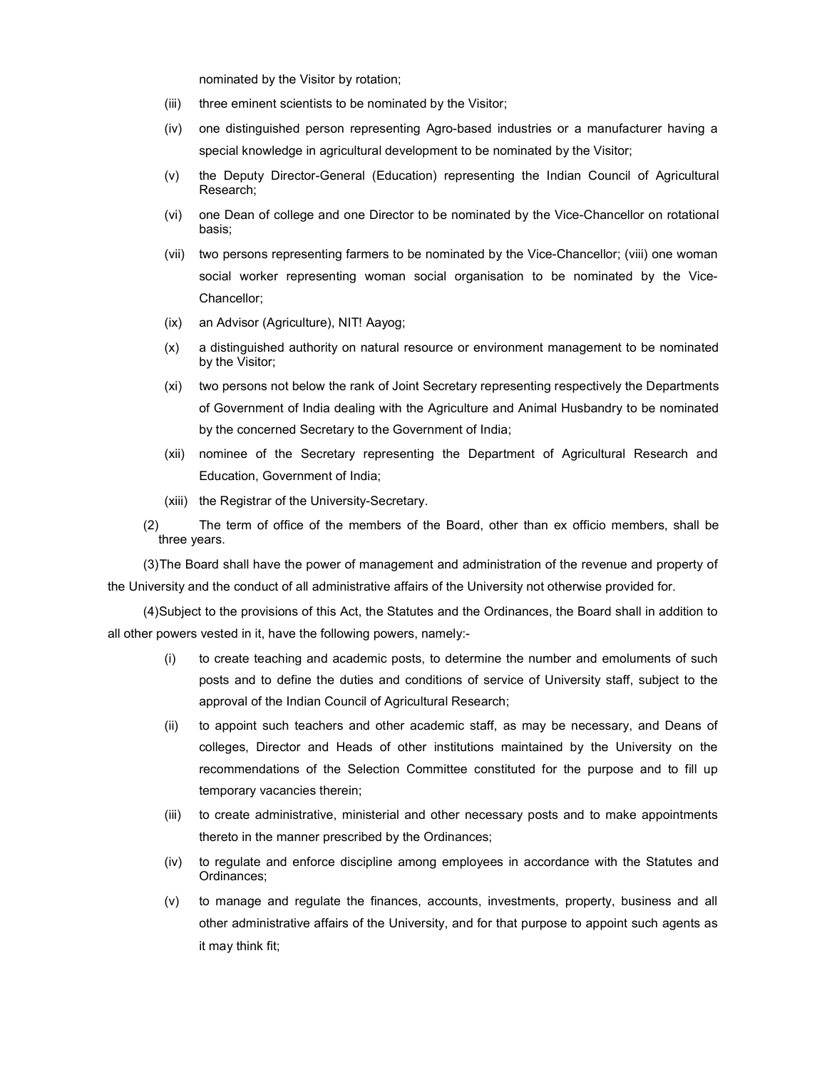nominated by the Visitor by rotation;

(iii) three eminent scientists to be nominated by the Visitor;

(iv) one distinguished person representing Agro-based industries or a manufacturer having a special knowledge in agricultural development to be nominated by the Visitor;

(v) the Deputy Director-General (Education) representing the Indian Council of Agricultural Research;

(vi) one Dean of college and one Director to be nominated by the Vice-Chancellor on rotational basis;

(vii) two persons representing farmers to be nominated by the Vice-Chancellor; (viii) one woman social worker representing woman social organisation to be nominated by the Vice-Chancellor;

(ix) an Advisor (Agriculture), NIT! Aayog;

(x) a distinguished authority on natural resource or environment management to be nominated by the Visitor;

(xi) two persons not below the rank of Joint Secretary representing respectively the Departments of Government of India dealing with the Agriculture and Animal Husbandry to be nominated by the concerned Secretary to the Government of India;

(xii) nominee of the Secretary representing the Department of Agricultural Research and Education, Government of India;

(xiii) the Registrar of the University-Secretary.

(2) The term of office of the members of the Board, other than ex officio members, shall be three years.

(3) The Board shall have the power of management and administration of the revenue and property of the University and the conduct of all administrative affairs of the University not otherwise provided for.

(4) Subject to the provisions of this Act, the Statutes and the Ordinances, the Board shall in addition to all other powers vested in it, have the following powers, namely:-

(i) to create teaching and academic posts, to determine the number and emoluments of such posts and to define the duties and conditions of service of University staff, subject to the approval of the Indian Council of Agricultural Research;

(ii) to appoint such teachers and other academic staff, as may be necessary, and Deans of colleges, Director and Heads of other institutions maintained by the University on the recommendations of the Selection Committee constituted for the purpose and to fill up temporary vacancies therein;

(iii) to create administrative, ministerial and other necessary posts and to make appointments thereto in the manner prescribed by the Ordinances;

(iv) to regulate and enforce discipline among employees in accordance with the Statutes and Ordinances;

(v) to manage and regulate the finances, accounts, investments, property, business and all other administrative affairs of the University, and for that purpose to appoint such agents as it may think fit;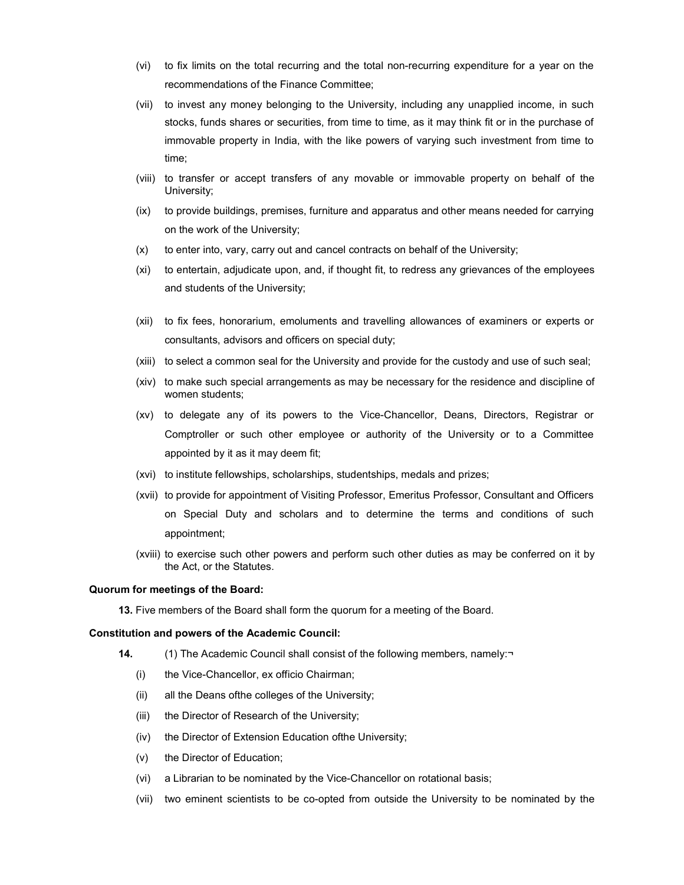(vi) to fix limits on the total recurring and the total non-recurring expenditure for a year on the recommendations of the Finance Committee;

(vii) to invest any money belonging to the University, including any unapplied income, in such stocks, funds shares or securities, from time to time, as it may think fit or in the purchase of immovable property in India, with the like powers of varying such investment from time to time;

(viii) to transfer or accept transfers of any movable or immovable property on behalf of the University;

(ix) to provide buildings, premises, furniture and apparatus and other means needed for carrying on the work of the University;

(x) to enter into, vary, carry out and cancel contracts on behalf of the University;

(xi) to entertain, adjudicate upon, and, if thought fit, to redress any grievances of the employees and students of the University;

(xii) to fix fees, honorarium, emoluments and travelling allowances of examiners or experts or consultants, advisors and officers on special duty;

(xiii) to select a common seal for the University and provide for the custody and use of such seal;

(xiv) to make such special arrangements as may be necessary for the residence and discipline of women students;

(xv) to delegate any of its powers to the Vice-Chancellor, Deans, Directors, Registrar or Comptroller or such other employee or authority of the University or to a Committee appointed by it as it may deem fit;

(xvi) to institute fellowships, scholarships, studentships, medals and prizes;

(xvii) to provide for appointment of Visiting Professor, Emeritus Professor, Consultant and Officers on Special Duty and scholars and to determine the terms and conditions of such appointment;

(xviii) to exercise such other powers and perform such other duties as may be conferred on it by the Act, or the Statutes.

**Quorum for meetings of the Board:**

**13.** Five members of the Board shall form the quorum for a meeting of the Board.

**Constitution and powers of the Academic Council:**

**14.** (1) The Academic Council shall consist of the following members, namely:¬

(i) the Vice-Chancellor, ex officio Chairman;

(ii) all the Deans ofthe colleges of the University;

(iii) the Director of Research of the University;

(iv) the Director of Extension Education ofthe University;

(v) the Director of Education;

(vi) a Librarian to be nominated by the Vice-Chancellor on rotational basis;

(vii) two eminent scientists to be co-opted from outside the University to be nominated by the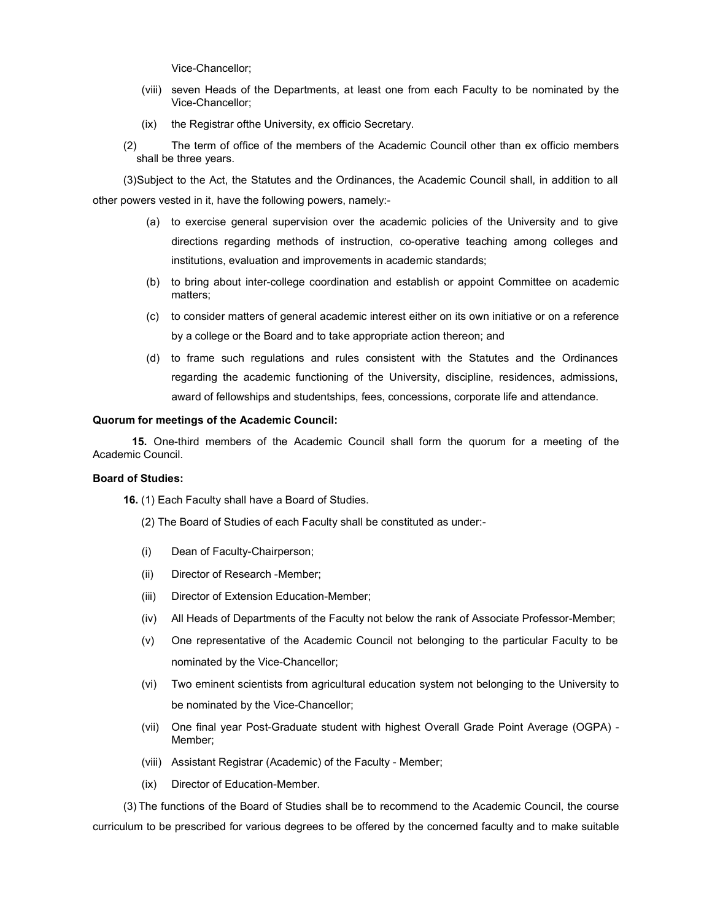Vice-Chancellor;

(viii) seven Heads of the Departments, at least one from each Faculty to be nominated by the Vice-Chancellor;

(ix) the Registrar ofthe University, ex officio Secretary.

(2) The term of office of the members of the Academic Council other than ex officio members shall be three years.

(3)Subject to the Act, the Statutes and the Ordinances, the Academic Council shall, in addition to all other powers vested in it, have the following powers, namely:-

(a) to exercise general supervision over the academic policies of the University and to give directions regarding methods of instruction, co-operative teaching among colleges and institutions, evaluation and improvements in academic standards;

(b) to bring about inter-college coordination and establish or appoint Committee on academic matters;

(c) to consider matters of general academic interest either on its own initiative or on a reference by a college or the Board and to take appropriate action thereon; and

(d) to frame such regulations and rules consistent with the Statutes and the Ordinances regarding the academic functioning of the University, discipline, residences, admissions, award of fellowships and studentships, fees, concessions, corporate life and attendance.

**Quorum for meetings of the Academic Council:**

**15.** One-third members of the Academic Council shall form the quorum for a meeting of the Academic Council.

**Board of Studies:**

**16.** (1) Each Faculty shall have a Board of Studies.

(2) The Board of Studies of each Faculty shall be constituted as under:-

(i) Dean of Faculty-Chairperson;

(ii) Director of Research -Member;

(iii) Director of Extension Education-Member;

(iv) All Heads of Departments of the Faculty not below the rank of Associate Professor-Member;

(v) One representative of the Academic Council not belonging to the particular Faculty to be nominated by the Vice-Chancellor;

(vi) Two eminent scientists from agricultural education system not belonging to the University to be nominated by the Vice-Chancellor;

(vii) One final year Post-Graduate student with highest Overall Grade Point Average (OGPA) - Member;

(viii) Assistant Registrar (Academic) of the Faculty - Member;

(ix) Director of Education-Member.

(3) The functions of the Board of Studies shall be to recommend to the Academic Council, the course curriculum to be prescribed for various degrees to be offered by the concerned faculty and to make suitable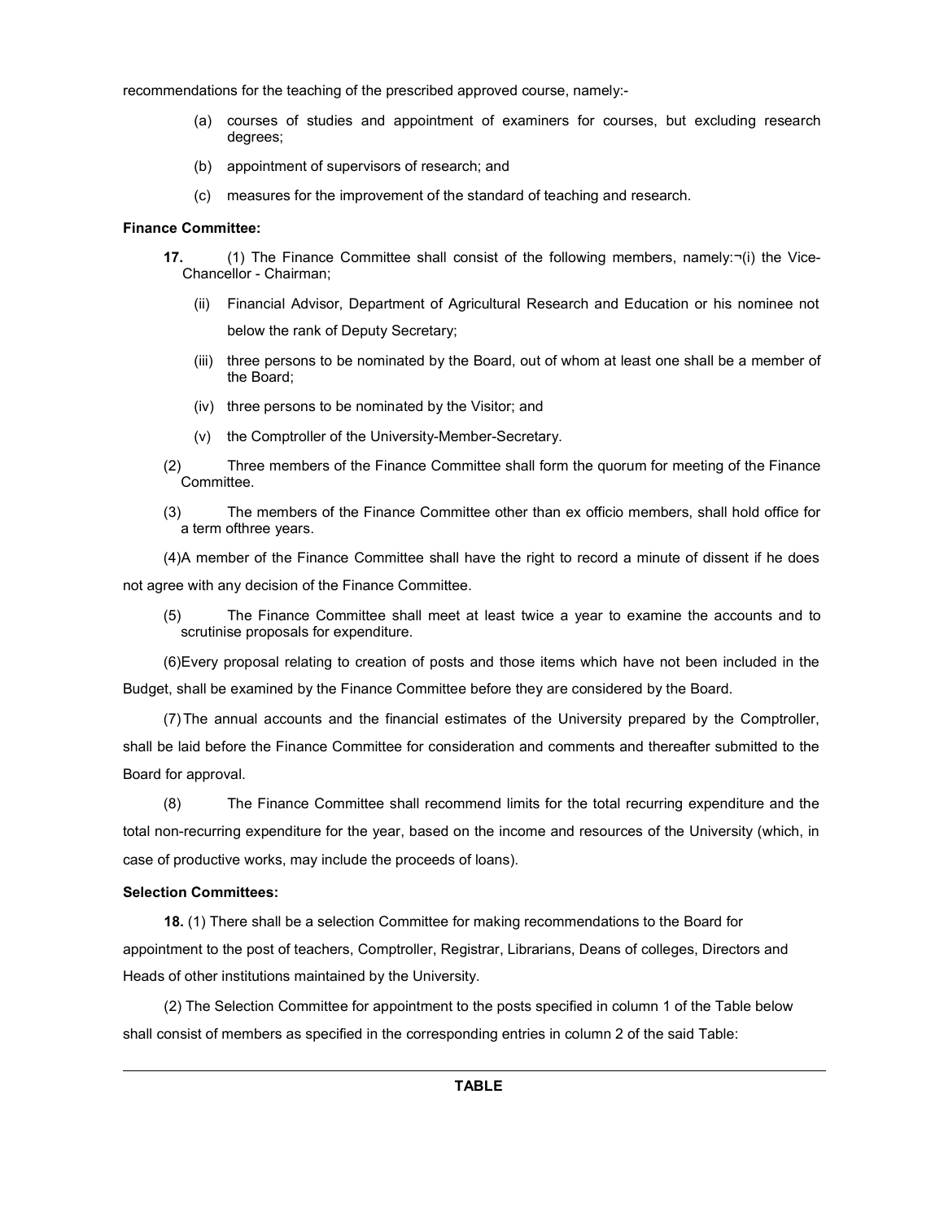recommendations for the teaching of the prescribed approved course, namely:-

(a) courses of studies and appointment of examiners for courses, but excluding research degrees;

(b) appointment of supervisors of research; and

(c) measures for the improvement of the standard of teaching and research.

**Finance Committee:**

**17.** (1) The Finance Committee shall consist of the following members, namely:¬(i) the Vice-Chancellor - Chairman;

(ii) Financial Advisor, Department of Agricultural Research and Education or his nominee not below the rank of Deputy Secretary;

(iii) three persons to be nominated by the Board, out of whom at least one shall be a member of the Board;

(iv) three persons to be nominated by the Visitor; and

(v) the Comptroller of the University-Member-Secretary.

(2) Three members of the Finance Committee shall form the quorum for meeting of the Finance Committee.

(3) The members of the Finance Committee other than ex officio members, shall hold office for a term ofthree years.

(4)A member of the Finance Committee shall have the right to record a minute of dissent if he does not agree with any decision of the Finance Committee.

(5) The Finance Committee shall meet at least twice a year to examine the accounts and to scrutinise proposals for expenditure.

(6)Every proposal relating to creation of posts and those items which have not been included in the Budget, shall be examined by the Finance Committee before they are considered by the Board.

(7) The annual accounts and the financial estimates of the University prepared by the Comptroller, shall be laid before the Finance Committee for consideration and comments and thereafter submitted to the Board for approval.

(8) The Finance Committee shall recommend limits for the total recurring expenditure and the total non-recurring expenditure for the year, based on the income and resources of the University (which, in case of productive works, may include the proceeds of loans).

**Selection Committees:**

**18.** (1) There shall be a selection Committee for making recommendations to the Board for appointment to the post of teachers, Comptroller, Registrar, Librarians, Deans of colleges, Directors and Heads of other institutions maintained by the University.

(2) The Selection Committee for appointment to the posts specified in column 1 of the Table below shall consist of members as specified in the corresponding entries in column 2 of the said Table:

**TABLE**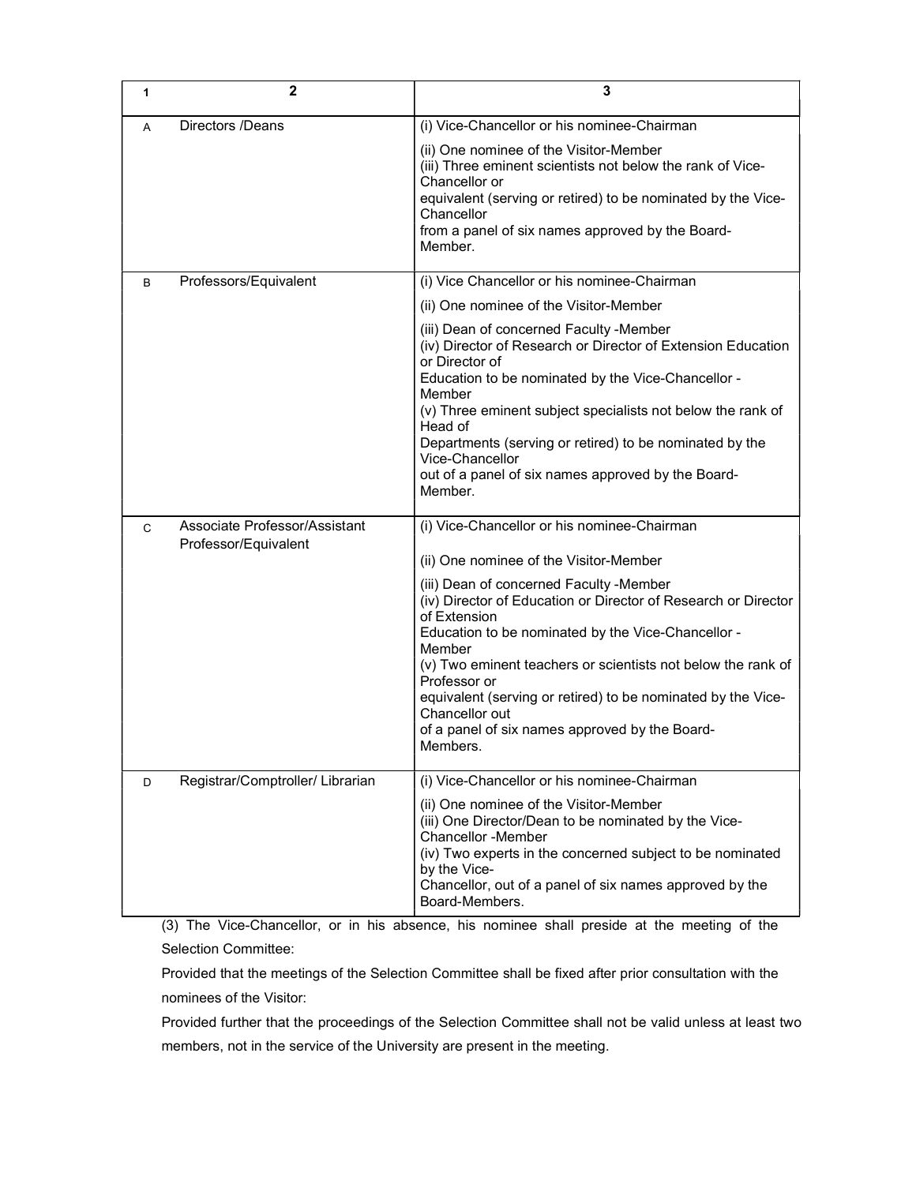| 1 | 2 | 3 |
|---|---|---|
| A | Directors /Deans | (i) Vice-Chancellor or his nominee-Chairman<br>(ii) One nominee of the Visitor-Member<br>(iii) Three eminent scientists not below the rank of Vice-Chancellor or equivalent (serving or retired) to be nominated by the Vice-Chancellor from a panel of six names approved by the Board-Member. |
| B | Professors/Equivalent | (i) Vice Chancellor or his nominee-Chairman<br>(ii) One nominee of the Visitor-Member<br>(iii) Dean of concerned Faculty -Member<br>(iv) Director of Research or Director of Extension Education or Director of Education to be nominated by the Vice-Chancellor -Member<br>(v) Three eminent subject specialists not below the rank of Head of Departments (serving or retired) to be nominated by the Vice-Chancellor out of a panel of six names approved by the Board-Member. |
| C | Associate Professor/Assistant Professor/Equivalent | (i) Vice-Chancellor or his nominee-Chairman<br>(ii) One nominee of the Visitor-Member<br>(iii) Dean of concerned Faculty -Member<br>(iv) Director of Education or Director of Research or Director of Extension Education to be nominated by the Vice-Chancellor -Member<br>(v) Two eminent teachers or scientists not below the rank of Professor or equivalent (serving or retired) to be nominated by the Vice-Chancellor out of a panel of six names approved by the Board-Members. |
| D | Registrar/Comptroller/ Librarian | (i) Vice-Chancellor or his nominee-Chairman<br>(ii) One nominee of the Visitor-Member<br>(iii) One Director/Dean to be nominated by the Vice-Chancellor -Member<br>(iv) Two experts in the concerned subject to be nominated by the Vice-Chancellor, out of a panel of six names approved by the Board-Members. |

(3) The Vice-Chancellor, or in his absence, his nominee shall preside at the meeting of the Selection Committee:

Provided that the meetings of the Selection Committee shall be fixed after prior consultation with the nominees of the Visitor:

Provided further that the proceedings of the Selection Committee shall not be valid unless at least two members, not in the service of the University are present in the meeting.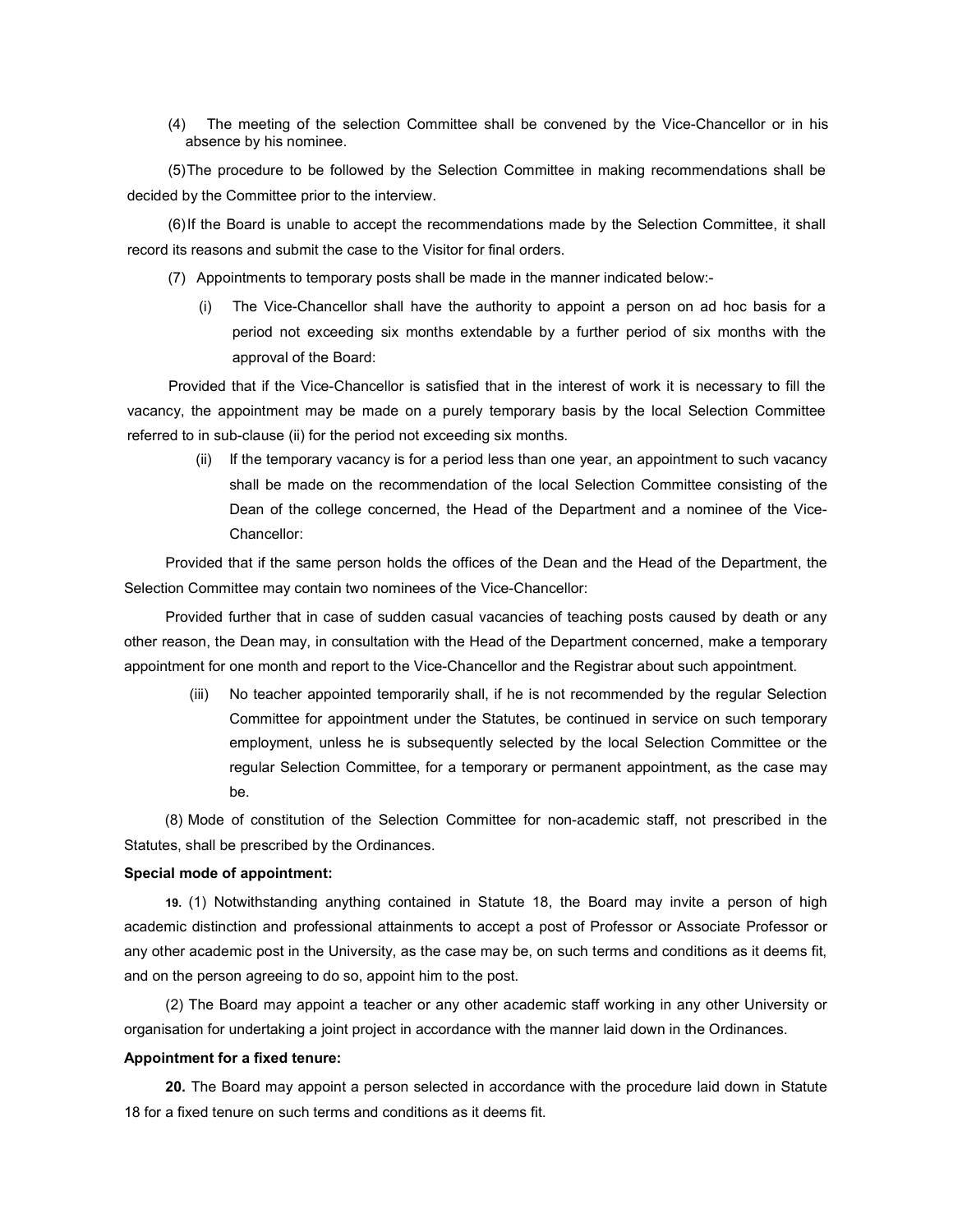(4) The meeting of the selection Committee shall be convened by the Vice-Chancellor or in his absence by his nominee.

(5) The procedure to be followed by the Selection Committee in making recommendations shall be decided by the Committee prior to the interview.

(6) If the Board is unable to accept the recommendations made by the Selection Committee, it shall record its reasons and submit the case to the Visitor for final orders.

(7) Appointments to temporary posts shall be made in the manner indicated below:-

(i) The Vice-Chancellor shall have the authority to appoint a person on ad hoc basis for a period not exceeding six months extendable by a further period of six months with the approval of the Board:

Provided that if the Vice-Chancellor is satisfied that in the interest of work it is necessary to fill the vacancy, the appointment may be made on a purely temporary basis by the local Selection Committee referred to in sub-clause (ii) for the period not exceeding six months.

(ii) If the temporary vacancy is for a period less than one year, an appointment to such vacancy shall be made on the recommendation of the local Selection Committee consisting of the Dean of the college concerned, the Head of the Department and a nominee of the Vice-Chancellor:

Provided that if the same person holds the offices of the Dean and the Head of the Department, the Selection Committee may contain two nominees of the Vice-Chancellor:

Provided further that in case of sudden casual vacancies of teaching posts caused by death or any other reason, the Dean may, in consultation with the Head of the Department concerned, make a temporary appointment for one month and report to the Vice-Chancellor and the Registrar about such appointment.

(iii) No teacher appointed temporarily shall, if he is not recommended by the regular Selection Committee for appointment under the Statutes, be continued in service on such temporary employment, unless he is subsequently selected by the local Selection Committee or the regular Selection Committee, for a temporary or permanent appointment, as the case may be.

(8) Mode of constitution of the Selection Committee for non-academic staff, not prescribed in the Statutes, shall be prescribed by the Ordinances.

**Special mode of appointment:**

**19.** (1) Notwithstanding anything contained in Statute 18, the Board may invite a person of high academic distinction and professional attainments to accept a post of Professor or Associate Professor or any other academic post in the University, as the case may be, on such terms and conditions as it deems fit, and on the person agreeing to do so, appoint him to the post.

(2) The Board may appoint a teacher or any other academic staff working in any other University or organisation for undertaking a joint project in accordance with the manner laid down in the Ordinances.

**Appointment for a fixed tenure:**

**20.** The Board may appoint a person selected in accordance with the procedure laid down in Statute 18 for a fixed tenure on such terms and conditions as it deems fit.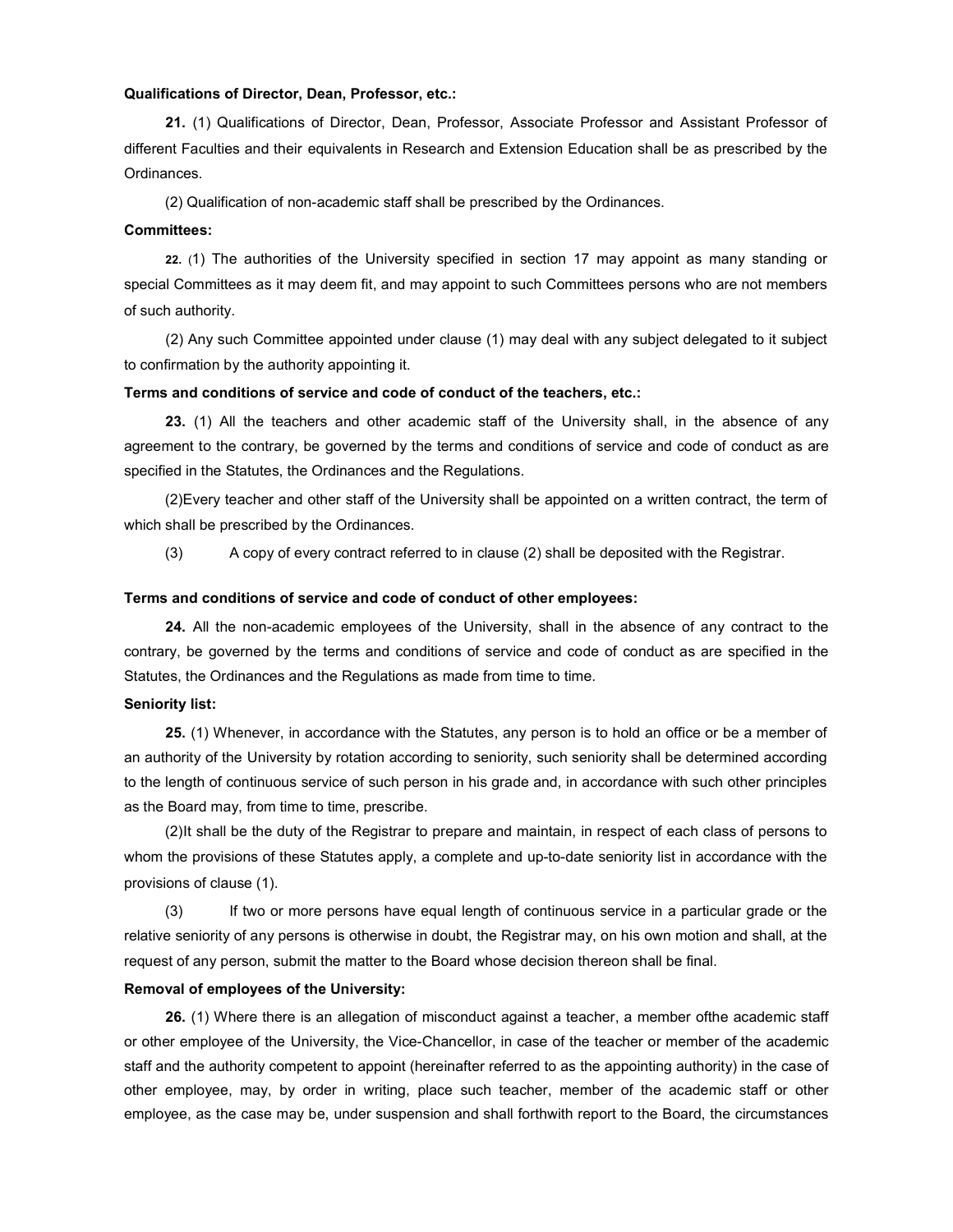**Qualifications of Director, Dean, Professor, etc.:**

**21.** (1) Qualifications of Director, Dean, Professor, Associate Professor and Assistant Professor of different Faculties and their equivalents in Research and Extension Education shall be as prescribed by the Ordinances.

(2) Qualification of non-academic staff shall be prescribed by the Ordinances.

**Committees:**

**22.** (1) The authorities of the University specified in section 17 may appoint as many standing or special Committees as it may deem fit, and may appoint to such Committees persons who are not members of such authority.

(2) Any such Committee appointed under clause (1) may deal with any subject delegated to it subject to confirmation by the authority appointing it.

**Terms and conditions of service and code of conduct of the teachers, etc.:**

**23.** (1) All the teachers and other academic staff of the University shall, in the absence of any agreement to the contrary, be governed by the terms and conditions of service and code of conduct as are specified in the Statutes, the Ordinances and the Regulations.

(2)Every teacher and other staff of the University shall be appointed on a written contract, the term of which shall be prescribed by the Ordinances.

(3) A copy of every contract referred to in clause (2) shall be deposited with the Registrar.

**Terms and conditions of service and code of conduct of other employees:**

**24.** All the non-academic employees of the University, shall in the absence of any contract to the contrary, be governed by the terms and conditions of service and code of conduct as are specified in the Statutes, the Ordinances and the Regulations as made from time to time.

**Seniority list:**

**25.** (1) Whenever, in accordance with the Statutes, any person is to hold an office or be a member of an authority of the University by rotation according to seniority, such seniority shall be determined according to the length of continuous service of such person in his grade and, in accordance with such other principles as the Board may, from time to time, prescribe.

(2)It shall be the duty of the Registrar to prepare and maintain, in respect of each class of persons to whom the provisions of these Statutes apply, a complete and up-to-date seniority list in accordance with the provisions of clause (1).

(3) If two or more persons have equal length of continuous service in a particular grade or the relative seniority of any persons is otherwise in doubt, the Registrar may, on his own motion and shall, at the request of any person, submit the matter to the Board whose decision thereon shall be final.

**Removal of employees of the University:**

**26.** (1) Where there is an allegation of misconduct against a teacher, a member ofthe academic staff or other employee of the University, the Vice-Chancellor, in case of the teacher or member of the academic staff and the authority competent to appoint (hereinafter referred to as the appointing authority) in the case of other employee, may, by order in writing, place such teacher, member of the academic staff or other employee, as the case may be, under suspension and shall forthwith report to the Board, the circumstances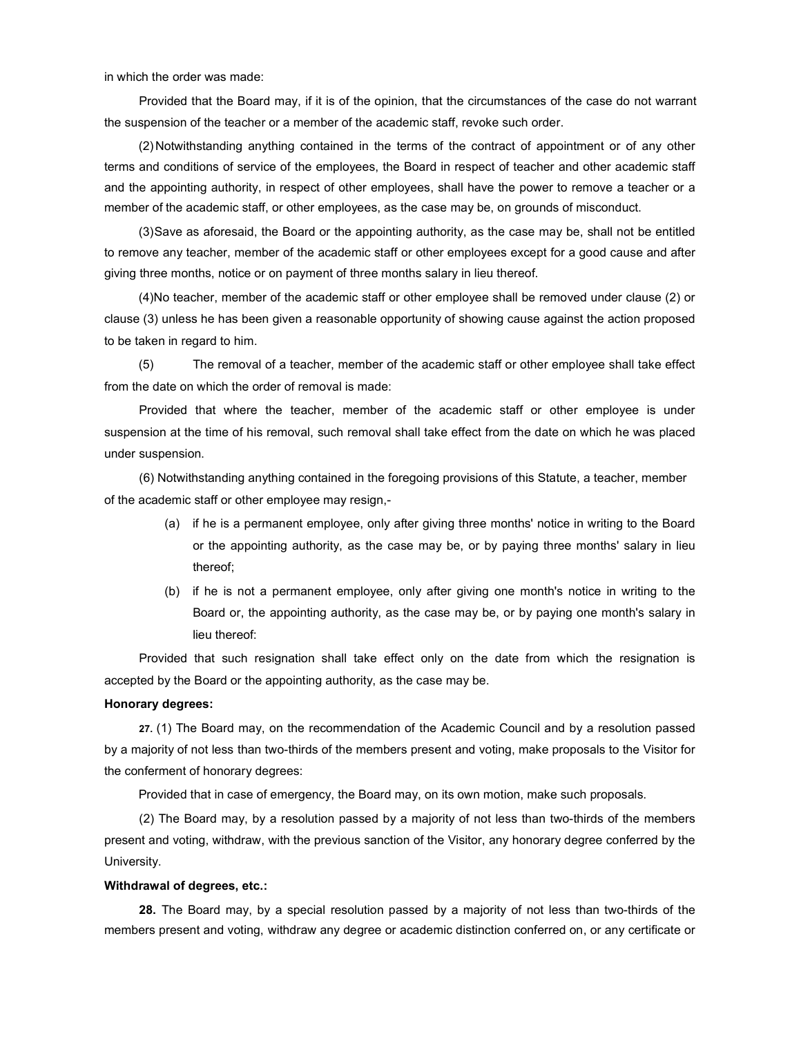in which the order was made:

Provided that the Board may, if it is of the opinion, that the circumstances of the case do not warrant the suspension of the teacher or a member of the academic staff, revoke such order.

(2) Notwithstanding anything contained in the terms of the contract of appointment or of any other terms and conditions of service of the employees, the Board in respect of teacher and other academic staff and the appointing authority, in respect of other employees, shall have the power to remove a teacher or a member of the academic staff, or other employees, as the case may be, on grounds of misconduct.

(3) Save as aforesaid, the Board or the appointing authority, as the case may be, shall not be entitled to remove any teacher, member of the academic staff or other employees except for a good cause and after giving three months, notice or on payment of three months salary in lieu thereof.

(4) No teacher, member of the academic staff or other employee shall be removed under clause (2) or clause (3) unless he has been given a reasonable opportunity of showing cause against the action proposed to be taken in regard to him.

(5) The removal of a teacher, member of the academic staff or other employee shall take effect from the date on which the order of removal is made:

Provided that where the teacher, member of the academic staff or other employee is under suspension at the time of his removal, such removal shall take effect from the date on which he was placed under suspension.

(6) Notwithstanding anything contained in the foregoing provisions of this Statute, a teacher, member of the academic staff or other employee may resign,-

(a) if he is a permanent employee, only after giving three months' notice in writing to the Board or the appointing authority, as the case may be, or by paying three months' salary in lieu thereof;

(b) if he is not a permanent employee, only after giving one month's notice in writing to the Board or, the appointing authority, as the case may be, or by paying one month's salary in lieu thereof:

Provided that such resignation shall take effect only on the date from which the resignation is accepted by the Board or the appointing authority, as the case may be.

**Honorary degrees:**

**27.** (1) The Board may, on the recommendation of the Academic Council and by a resolution passed by a majority of not less than two-thirds of the members present and voting, make proposals to the Visitor for the conferment of honorary degrees:

Provided that in case of emergency, the Board may, on its own motion, make such proposals.

(2) The Board may, by a resolution passed by a majority of not less than two-thirds of the members present and voting, withdraw, with the previous sanction of the Visitor, any honorary degree conferred by the University.

**Withdrawal of degrees, etc.:**

**28.** The Board may, by a special resolution passed by a majority of not less than two-thirds of the members present and voting, withdraw any degree or academic distinction conferred on, or any certificate or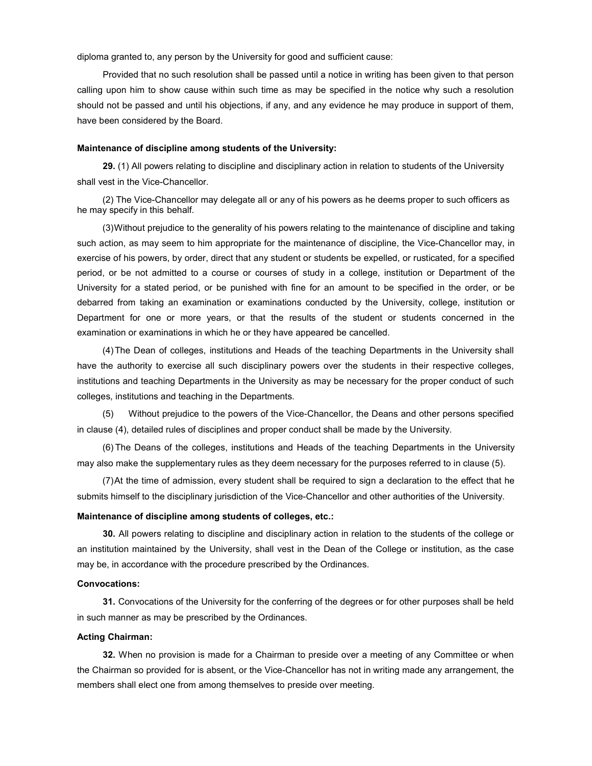diploma granted to, any person by the University for good and sufficient cause:

Provided that no such resolution shall be passed until a notice in writing has been given to that person calling upon him to show cause within such time as may be specified in the notice why such a resolution should not be passed and until his objections, if any, and any evidence he may produce in support of them, have been considered by the Board.

**Maintenance of discipline among students of the University:**

**29.** (1) All powers relating to discipline and disciplinary action in relation to students of the University shall vest in the Vice-Chancellor.

(2) The Vice-Chancellor may delegate all or any of his powers as he deems proper to such officers as he may specify in this behalf.

(3) Without prejudice to the generality of his powers relating to the maintenance of discipline and taking such action, as may seem to him appropriate for the maintenance of discipline, the Vice-Chancellor may, in exercise of his powers, by order, direct that any student or students be expelled, or rusticated, for a specified period, or be not admitted to a course or courses of study in a college, institution or Department of the University for a stated period, or be punished with fine for an amount to be specified in the order, or be debarred from taking an examination or examinations conducted by the University, college, institution or Department for one or more years, or that the results of the student or students concerned in the examination or examinations in which he or they have appeared be cancelled.

(4) The Dean of colleges, institutions and Heads of the teaching Departments in the University shall have the authority to exercise all such disciplinary powers over the students in their respective colleges, institutions and teaching Departments in the University as may be necessary for the proper conduct of such colleges, institutions and teaching in the Departments.

(5) Without prejudice to the powers of the Vice-Chancellor, the Deans and other persons specified in clause (4), detailed rules of disciplines and proper conduct shall be made by the University.

(6) The Deans of the colleges, institutions and Heads of the teaching Departments in the University may also make the supplementary rules as they deem necessary for the purposes referred to in clause (5).

(7) At the time of admission, every student shall be required to sign a declaration to the effect that he submits himself to the disciplinary jurisdiction of the Vice-Chancellor and other authorities of the University.

**Maintenance of discipline among students of colleges, etc.:**

**30.** All powers relating to discipline and disciplinary action in relation to the students of the college or an institution maintained by the University, shall vest in the Dean of the College or institution, as the case may be, in accordance with the procedure prescribed by the Ordinances.

**Convocations:**

**31.** Convocations of the University for the conferring of the degrees or for other purposes shall be held in such manner as may be prescribed by the Ordinances.

**Acting Chairman:**

**32.** When no provision is made for a Chairman to preside over a meeting of any Committee or when the Chairman so provided for is absent, or the Vice-Chancellor has not in writing made any arrangement, the members shall elect one from among themselves to preside over meeting.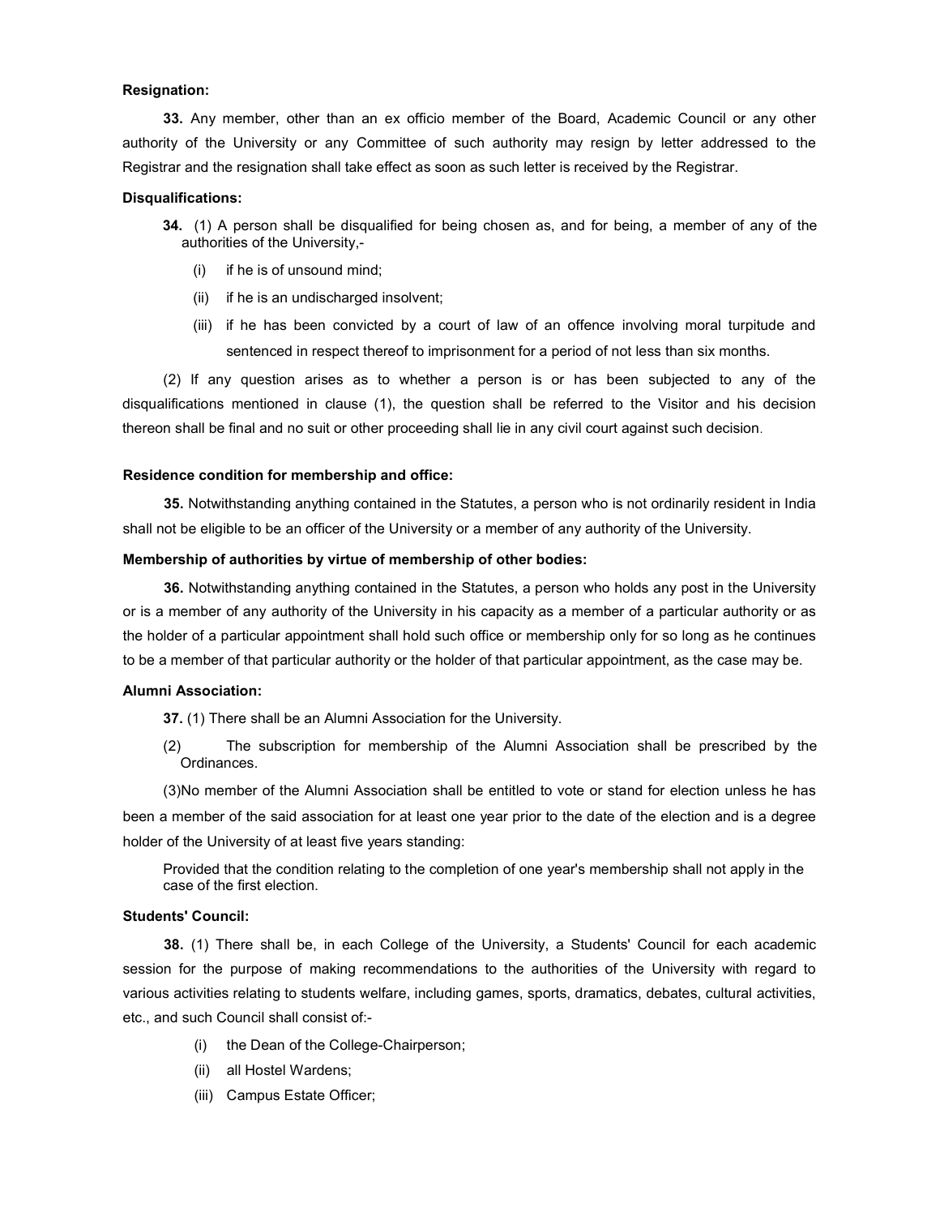**Resignation:**

**33.** Any member, other than an ex officio member of the Board, Academic Council or any other authority of the University or any Committee of such authority may resign by letter addressed to the Registrar and the resignation shall take effect as soon as such letter is received by the Registrar.

**Disqualifications:**

**34.** (1) A person shall be disqualified for being chosen as, and for being, a member of any of the authorities of the University,-

(i) if he is of unsound mind;

(ii) if he is an undischarged insolvent;

(iii) if he has been convicted by a court of law of an offence involving moral turpitude and sentenced in respect thereof to imprisonment for a period of not less than six months.

(2) If any question arises as to whether a person is or has been subjected to any of the disqualifications mentioned in clause (1), the question shall be referred to the Visitor and his decision thereon shall be final and no suit or other proceeding shall lie in any civil court against such decision.

**Residence condition for membership and office:**

**35.** Notwithstanding anything contained in the Statutes, a person who is not ordinarily resident in India shall not be eligible to be an officer of the University or a member of any authority of the University.

**Membership of authorities by virtue of membership of other bodies:**

**36.** Notwithstanding anything contained in the Statutes, a person who holds any post in the University or is a member of any authority of the University in his capacity as a member of a particular authority or as the holder of a particular appointment shall hold such office or membership only for so long as he continues to be a member of that particular authority or the holder of that particular appointment, as the case may be.

**Alumni Association:**

**37.** (1) There shall be an Alumni Association for the University.

(2) The subscription for membership of the Alumni Association shall be prescribed by the Ordinances.

(3)No member of the Alumni Association shall be entitled to vote or stand for election unless he has been a member of the said association for at least one year prior to the date of the election and is a degree holder of the University of at least five years standing:

Provided that the condition relating to the completion of one year's membership shall not apply in the case of the first election.

**Students' Council:**

**38.** (1) There shall be, in each College of the University, a Students' Council for each academic session for the purpose of making recommendations to the authorities of the University with regard to various activities relating to students welfare, including games, sports, dramatics, debates, cultural activities, etc., and such Council shall consist of:-

(i) the Dean of the College-Chairperson;

(ii) all Hostel Wardens;

(iii) Campus Estate Officer;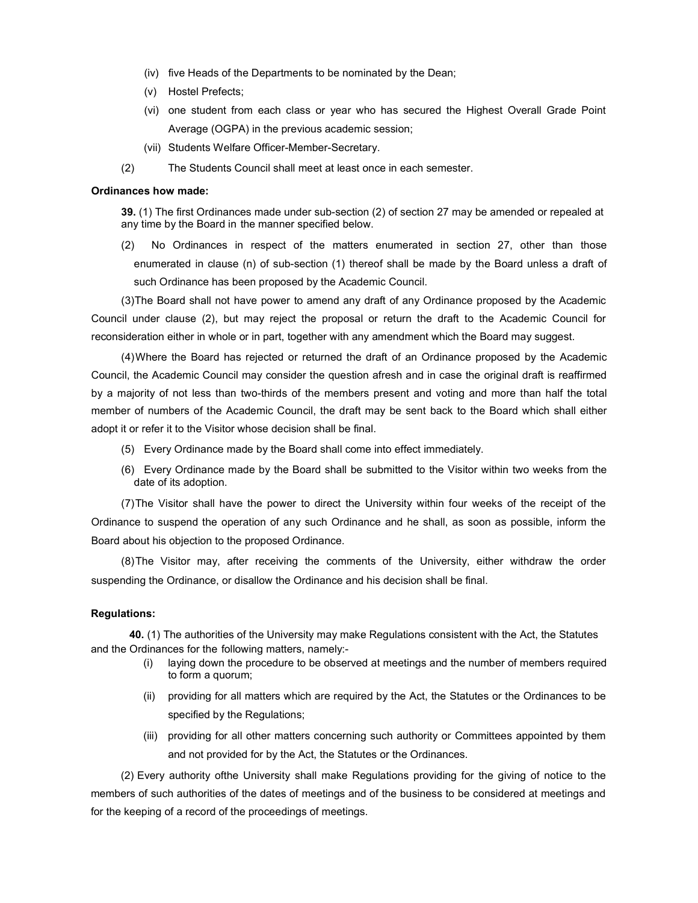(iv) five Heads of the Departments to be nominated by the Dean;

(v) Hostel Prefects;

(vi) one student from each class or year who has secured the Highest Overall Grade Point Average (OGPA) in the previous academic session;

(vii) Students Welfare Officer-Member-Secretary.

(2) The Students Council shall meet at least once in each semester.

**Ordinances how made:**

**39.** (1) The first Ordinances made under sub-section (2) of section 27 may be amended or repealed at any time by the Board in the manner specified below.

(2) No Ordinances in respect of the matters enumerated in section 27, other than those enumerated in clause (n) of sub-section (1) thereof shall be made by the Board unless a draft of such Ordinance has been proposed by the Academic Council.

(3)The Board shall not have power to amend any draft of any Ordinance proposed by the Academic Council under clause (2), but may reject the proposal or return the draft to the Academic Council for reconsideration either in whole or in part, together with any amendment which the Board may suggest.

(4)Where the Board has rejected or returned the draft of an Ordinance proposed by the Academic Council, the Academic Council may consider the question afresh and in case the original draft is reaffirmed by a majority of not less than two-thirds of the members present and voting and more than half the total member of numbers of the Academic Council, the draft may be sent back to the Board which shall either adopt it or refer it to the Visitor whose decision shall be final.

(5) Every Ordinance made by the Board shall come into effect immediately.

(6) Every Ordinance made by the Board shall be submitted to the Visitor within two weeks from the date of its adoption.

(7)The Visitor shall have the power to direct the University within four weeks of the receipt of the Ordinance to suspend the operation of any such Ordinance and he shall, as soon as possible, inform the Board about his objection to the proposed Ordinance.

(8)The Visitor may, after receiving the comments of the University, either withdraw the order suspending the Ordinance, or disallow the Ordinance and his decision shall be final.

**Regulations:**

**40.** (1) The authorities of the University may make Regulations consistent with the Act, the Statutes and the Ordinances for the following matters, namely:-

(i) laying down the procedure to be observed at meetings and the number of members required to form a quorum;

(ii) providing for all matters which are required by the Act, the Statutes or the Ordinances to be specified by the Regulations;

(iii) providing for all other matters concerning such authority or Committees appointed by them and not provided for by the Act, the Statutes or the Ordinances.

(2) Every authority ofthe University shall make Regulations providing for the giving of notice to the members of such authorities of the dates of meetings and of the business to be considered at meetings and for the keeping of a record of the proceedings of meetings.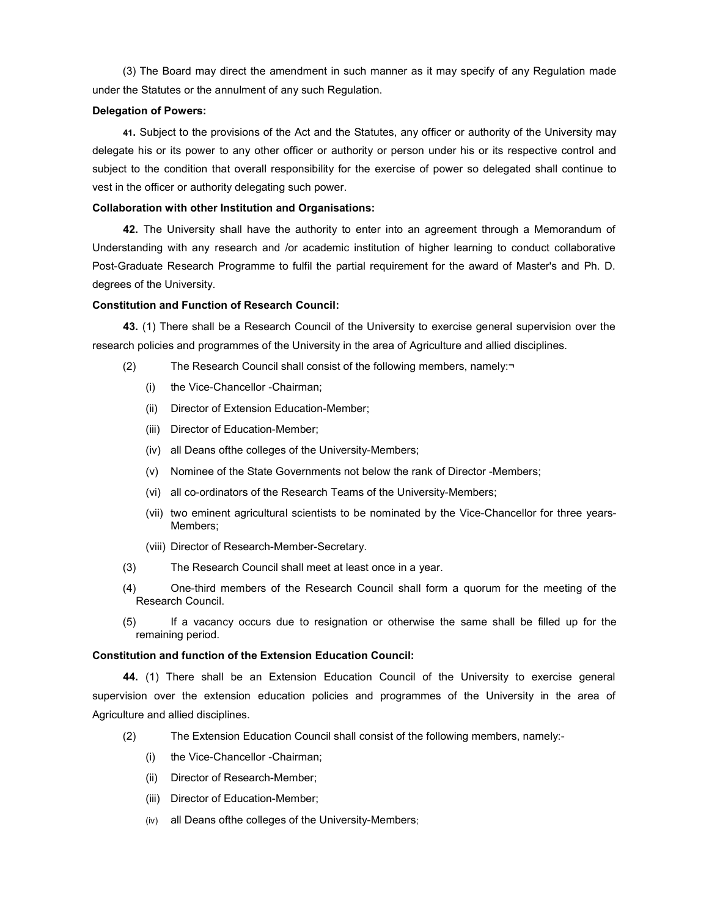(3) The Board may direct the amendment in such manner as it may specify of any Regulation made under the Statutes or the annulment of any such Regulation.

**Delegation of Powers:**

**41.** Subject to the provisions of the Act and the Statutes, any officer or authority of the University may delegate his or its power to any other officer or authority or person under his or its respective control and subject to the condition that overall responsibility for the exercise of power so delegated shall continue to vest in the officer or authority delegating such power.

**Collaboration with other Institution and Organisations:**

**42.** The University shall have the authority to enter into an agreement through a Memorandum of Understanding with any research and /or academic institution of higher learning to conduct collaborative Post-Graduate Research Programme to fulfil the partial requirement for the award of Master's and Ph. D. degrees of the University.

**Constitution and Function of Research Council:**

**43.** (1) There shall be a Research Council of the University to exercise general supervision over the research policies and programmes of the University in the area of Agriculture and allied disciplines.

(2) The Research Council shall consist of the following members, namely:¬

(i) the Vice-Chancellor -Chairman;

(ii) Director of Extension Education-Member;

(iii) Director of Education-Member;

(iv) all Deans ofthe colleges of the University-Members;

(v) Nominee of the State Governments not below the rank of Director -Members;

(vi) all co-ordinators of the Research Teams of the University-Members;

(vii) two eminent agricultural scientists to be nominated by the Vice-Chancellor for three years-Members;

(viii) Director of Research-Member-Secretary.

(3) The Research Council shall meet at least once in a year.

(4) One-third members of the Research Council shall form a quorum for the meeting of the Research Council.

(5) If a vacancy occurs due to resignation or otherwise the same shall be filled up for the remaining period.

**Constitution and function of the Extension Education Council:**

**44.** (1) There shall be an Extension Education Council of the University to exercise general supervision over the extension education policies and programmes of the University in the area of Agriculture and allied disciplines.

(2) The Extension Education Council shall consist of the following members, namely:-

(i) the Vice-Chancellor -Chairman;

(ii) Director of Research-Member;

(iii) Director of Education-Member;

(iv) all Deans ofthe colleges of the University-Members;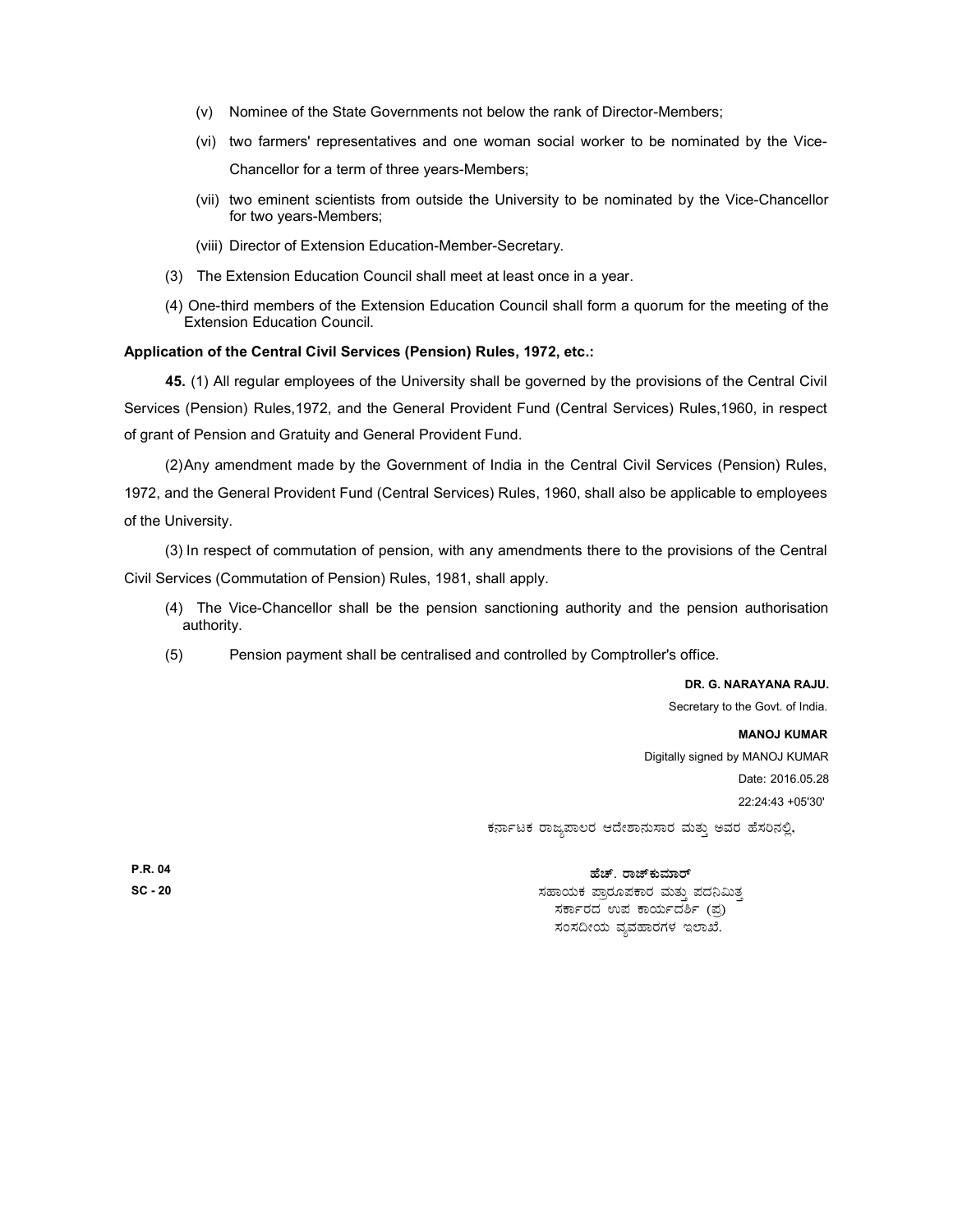(v) Nominee of the State Governments not below the rank of Director-Members;

(vi) two farmers' representatives and one woman social worker to be nominated by the Vice-Chancellor for a term of three years-Members;

(vii) two eminent scientists from outside the University to be nominated by the Vice-Chancellor for two years-Members;

(viii) Director of Extension Education-Member-Secretary.

(3) The Extension Education Council shall meet at least once in a year.

(4) One-third members of the Extension Education Council shall form a quorum for the meeting of the Extension Education Council.

**Application of the Central Civil Services (Pension) Rules, 1972, etc.:**

**45.** (1) All regular employees of the University shall be governed by the provisions of the Central Civil Services (Pension) Rules,1972, and the General Provident Fund (Central Services) Rules,1960, in respect of grant of Pension and Gratuity and General Provident Fund.

(2)Any amendment made by the Government of India in the Central Civil Services (Pension) Rules, 1972, and the General Provident Fund (Central Services) Rules, 1960, shall also be applicable to employees of the University.

(3) In respect of commutation of pension, with any amendments there to the provisions of the Central Civil Services (Commutation of Pension) Rules, 1981, shall apply.

(4) The Vice-Chancellor shall be the pension sanctioning authority and the pension authorisation authority.

(5) Pension payment shall be centralised and controlled by Comptroller's office.

**DR. G. NARAYANA RAJU.**
Secretary to the Govt. of India.

**MANOJ KUMAR**
Digitally signed by MANOJ KUMAR
Date: 2016.05.28
22:24:43 +05'30'

ಕರ್ನಾಟಕ ರಾಜ್ಯಪಾಲರ ಆದೇಶಾನುಸಾರ ಮತ್ತು ಅವರ ಹೆಸರಿನಲ್ಲಿ,

**P.R. 04**
**SC - 20**

**ಹೆಚ್. ರಾಜ್‌ಕುಮಾರ್**
ಸಹಾಯಕ ಪ್ರಾರೂಪಕಾರ ಮತ್ತು ಪದನಿಮಿತ್ತ
ಸರ್ಕಾರದ ಉಪ ಕಾರ್ಯದರ್ಶಿ (ಪ್ರ)
ಸಂಸದೀಯ ವ್ಯವಹಾರಗಳ ಇಲಾಖೆ.